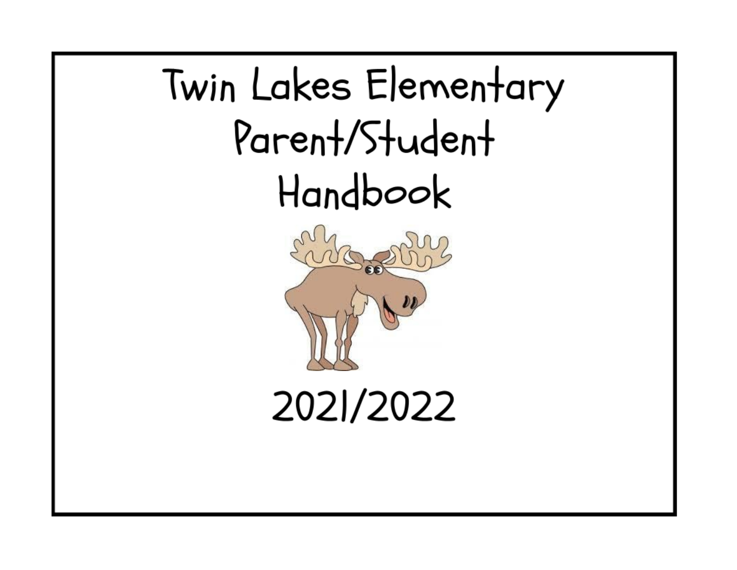# Twin Lakes Elementary Parent/Student Handbook

2021/2022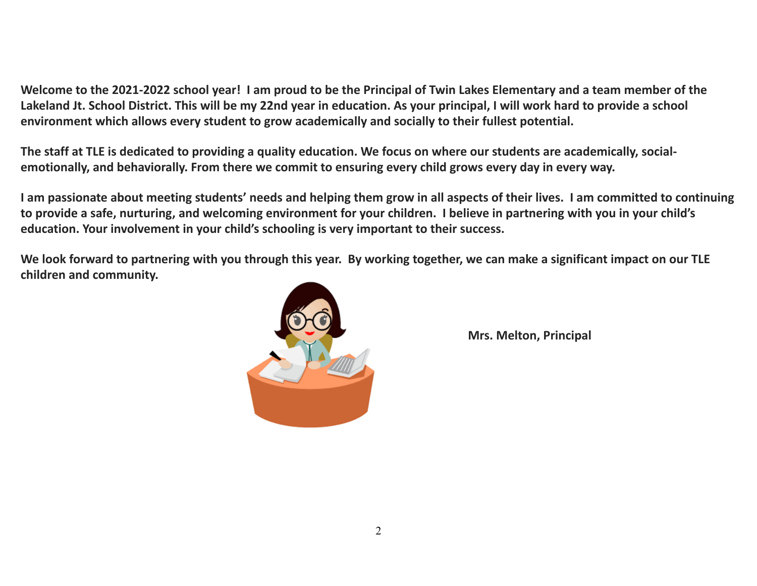**Welcome to the 2021-2022 school year! I am proud to be the Principal of Twin Lakes Elementary and a team member of the Lakeland Jt. School District. This will be my 22nd year in education. As your principal, I will work hard to provide a school environment which allows every student to grow academically and socially to their fullest potential.**

**The staff at TLE is dedicated to providing a quality education. We focus on where our students are academically, social-emotionally, and behaviorally. From there we commit to ensuring every child grows every day in every way.**

**I am passionate about meeting students' needs and helping them grow in all aspects of their lives. I am committed to continuing to provide a safe, nurturing, and welcoming environment for your children. I believe in partnering with you in your child's education. Your involvement in your child's schooling is very important to their success.**

**We look forward to partnering with you through this year. By working together, we can make a significant impact on our TLE children and community.**

**Mrs. Melton, Principal**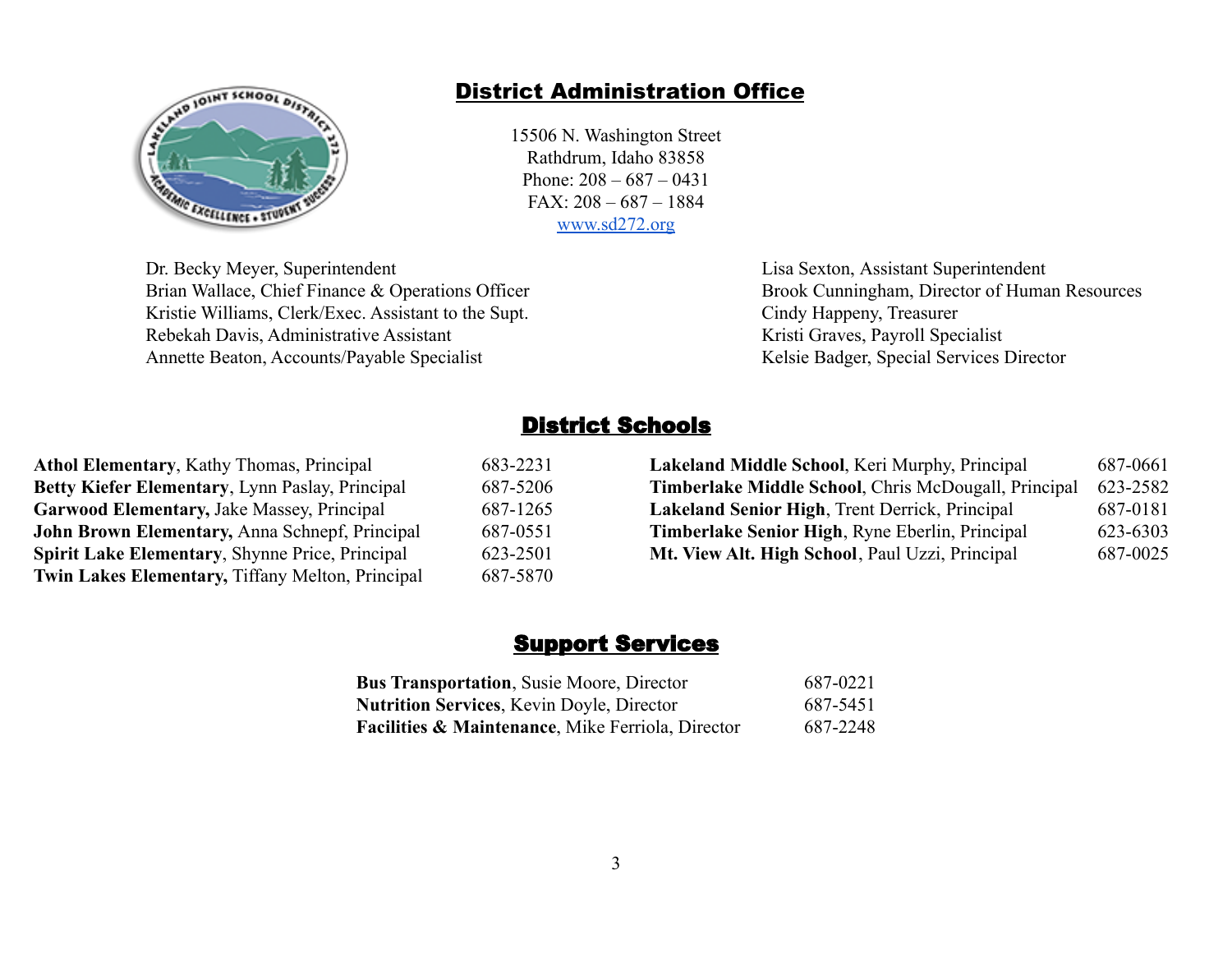## District Administration Office

15506 N. Washington Street
Rathdrum, Idaho 83858
Phone: 208 – 687 – 0431
FAX: 208 – 687 – 1884
www.sd272.org

Dr. Becky Meyer, Superintendent
Brian Wallace, Chief Finance & Operations Officer
Kristie Williams, Clerk/Exec. Assistant to the Supt.
Rebekah Davis, Administrative Assistant
Annette Beaton, Accounts/Payable Specialist

Lisa Sexton, Assistant Superintendent
Brook Cunningham, Director of Human Resources
Cindy Happeny, Treasurer
Kristi Graves, Payroll Specialist
Kelsie Badger, Special Services Director

## District Schools

| School | Phone |
|---|---|
| **Athol Elementary**, Kathy Thomas, Principal | 683-2231 |
| **Betty Kiefer Elementary**, Lynn Paslay, Principal | 687-5206 |
| **Garwood Elementary,** Jake Massey, Principal | 687-1265 |
| **John Brown Elementary,** Anna Schnepf, Principal | 687-0551 |
| **Spirit Lake Elementary**, Shynne Price, Principal | 623-2501 |
| **Twin Lakes Elementary,** Tiffany Melton, Principal | 687-5870 |
| **Lakeland Middle School**, Keri Murphy, Principal | 687-0661 |
| **Timberlake Middle School**, Chris McDougall, Principal | 623-2582 |
| **Lakeland Senior High**, Trent Derrick, Principal | 687-0181 |
| **Timberlake Senior High**, Ryne Eberlin, Principal | 623-6303 |
| **Mt. View Alt. High School**, Paul Uzzi, Principal | 687-0025 |

## Support Services

| Service | Phone |
|---|---|
| **Bus Transportation**, Susie Moore, Director | 687-0221 |
| **Nutrition Services**, Kevin Doyle, Director | 687-5451 |
| **Facilities & Maintenance**, Mike Ferriola, Director | 687-2248 |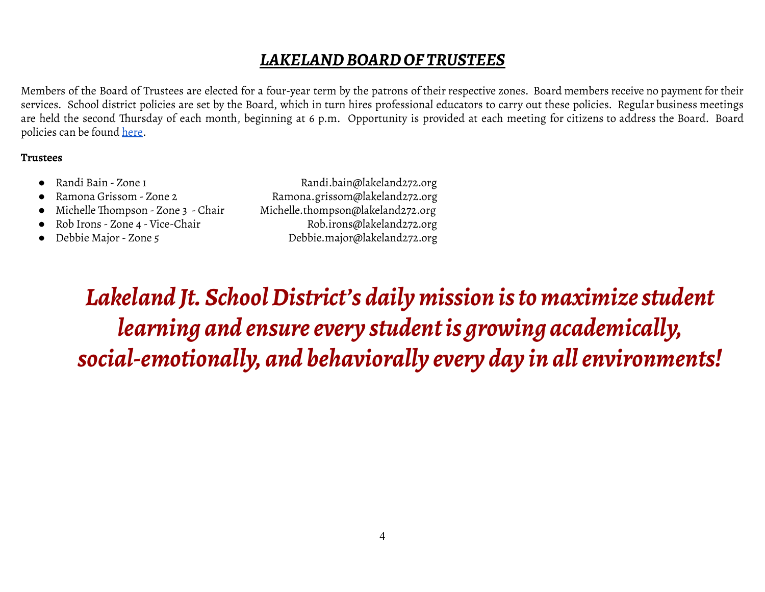# ***LAKELAND BOARD OF TRUSTEES***

Members of the Board of Trustees are elected for a four-year term by the patrons of their respective zones. Board members receive no payment for their services. School district policies are set by the Board, which in turn hires professional educators to carry out these policies. Regular business meetings are held the second Thursday of each month, beginning at 6 p.m. Opportunity is provided at each meeting for citizens to address the Board. Board policies can be found here.

**Trustees**

- Randi Bain - Zone 1 — Randi.bain@lakeland272.org
- Ramona Grissom - Zone 2 — Ramona.grissom@lakeland272.org
- Michelle Thompson - Zone 3 - Chair — Michelle.thompson@lakeland272.org
- Rob Irons - Zone 4 - Vice-Chair — Rob.irons@lakeland272.org
- Debbie Major - Zone 5 — Debbie.major@lakeland272.org

***Lakeland Jt. School District's daily mission is to maximize student learning and ensure every student is growing academically, social-emotionally, and behaviorally every day in all environments!***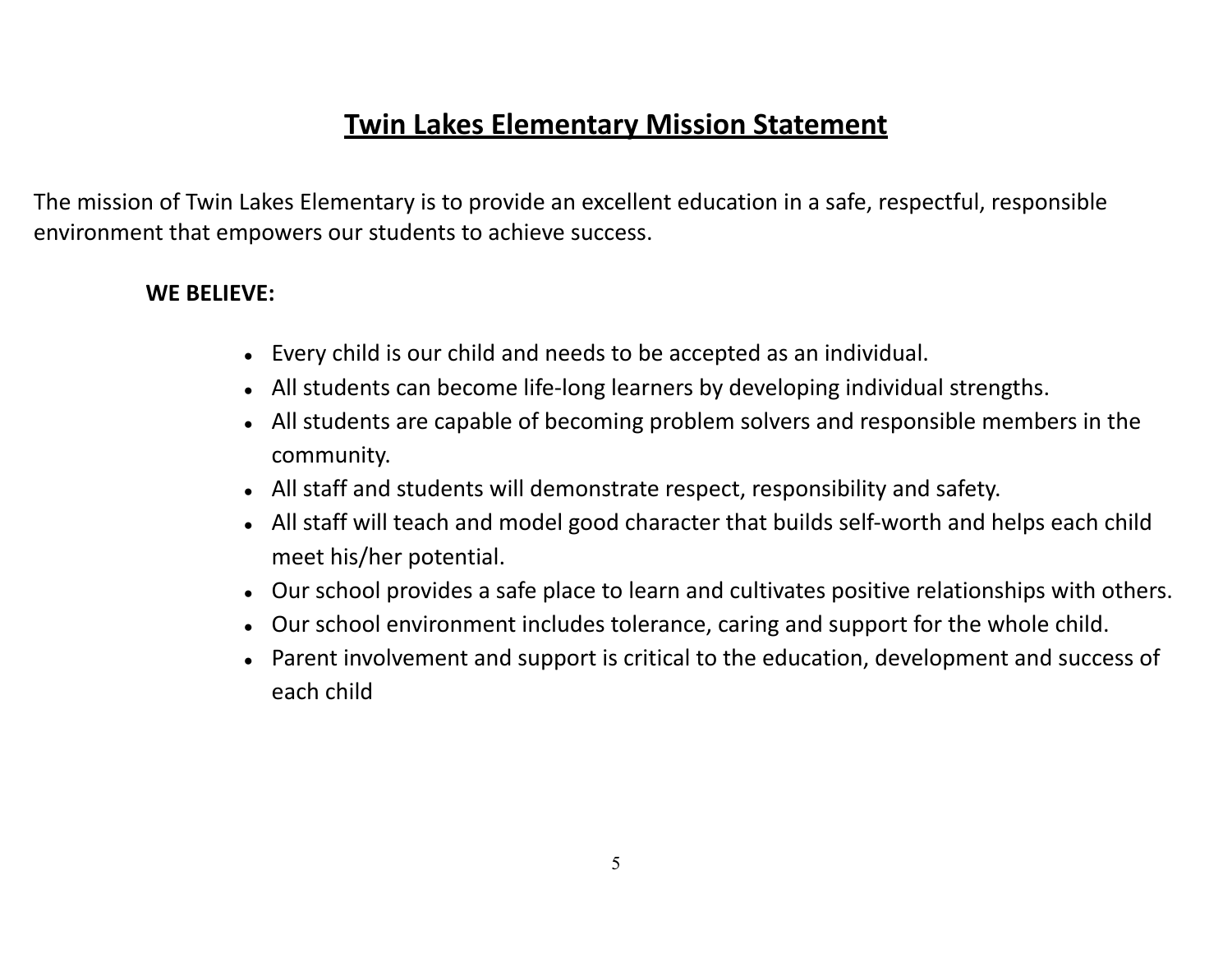# Twin Lakes Elementary Mission Statement

The mission of Twin Lakes Elementary is to provide an excellent education in a safe, respectful, responsible environment that empowers our students to achieve success.

**WE BELIEVE:**

- Every child is our child and needs to be accepted as an individual.
- All students can become life-long learners by developing individual strengths.
- All students are capable of becoming problem solvers and responsible members in the community.
- All staff and students will demonstrate respect, responsibility and safety.
- All staff will teach and model good character that builds self-worth and helps each child meet his/her potential.
- Our school provides a safe place to learn and cultivates positive relationships with others.
- Our school environment includes tolerance, caring and support for the whole child.
- Parent involvement and support is critical to the education, development and success of each child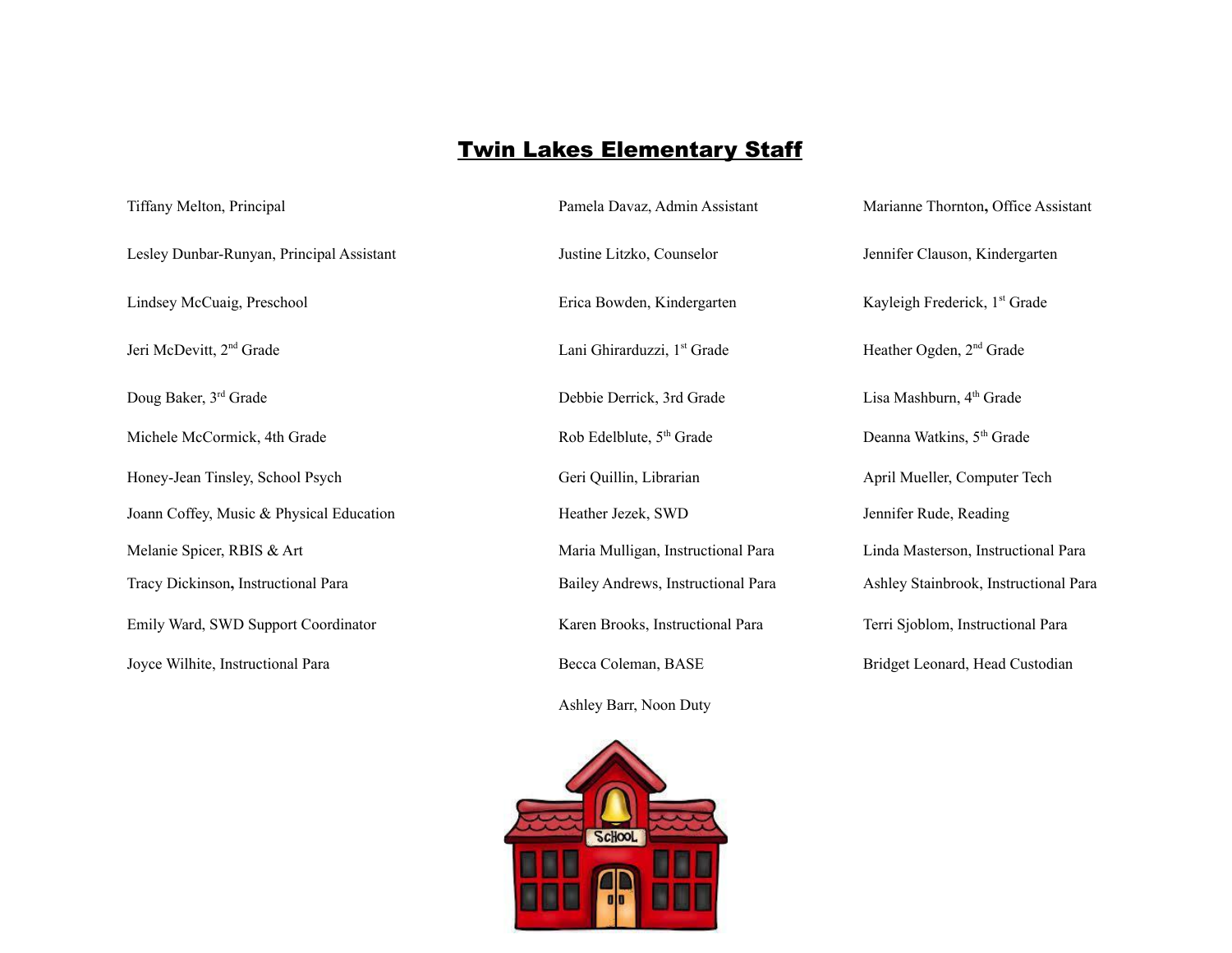# Twin Lakes Elementary Staff

Tiffany Melton, Principal

Pamela Davaz, Admin Assistant

Marianne Thornton, Office Assistant

Lesley Dunbar-Runyan, Principal Assistant

Justine Litzko, Counselor

Jennifer Clauson, Kindergarten

Lindsey McCuaig, Preschool

Erica Bowden, Kindergarten

Kayleigh Frederick, 1st Grade

Jeri McDevitt, 2nd Grade

Lani Ghirarduzzi, 1st Grade

Heather Ogden, 2nd Grade

Doug Baker, 3rd Grade

Debbie Derrick, 3rd Grade

Lisa Mashburn, 4th Grade

Michele McCormick, 4th Grade

Rob Edelblute, 5th Grade

Deanna Watkins, 5th Grade

Honey-Jean Tinsley, School Psych

Geri Quillin, Librarian

April Mueller, Computer Tech

Joann Coffey, Music & Physical Education

Heather Jezek, SWD

Jennifer Rude, Reading

Melanie Spicer, RBIS & Art

Maria Mulligan, Instructional Para

Linda Masterson, Instructional Para

Tracy Dickinson, Instructional Para

Bailey Andrews, Instructional Para

Ashley Stainbrook, Instructional Para

Emily Ward, SWD Support Coordinator

Karen Brooks, Instructional Para

Terri Sjoblom, Instructional Para

Joyce Wilhite, Instructional Para

Becca Coleman, BASE

Bridget Leonard, Head Custodian

Ashley Barr, Noon Duty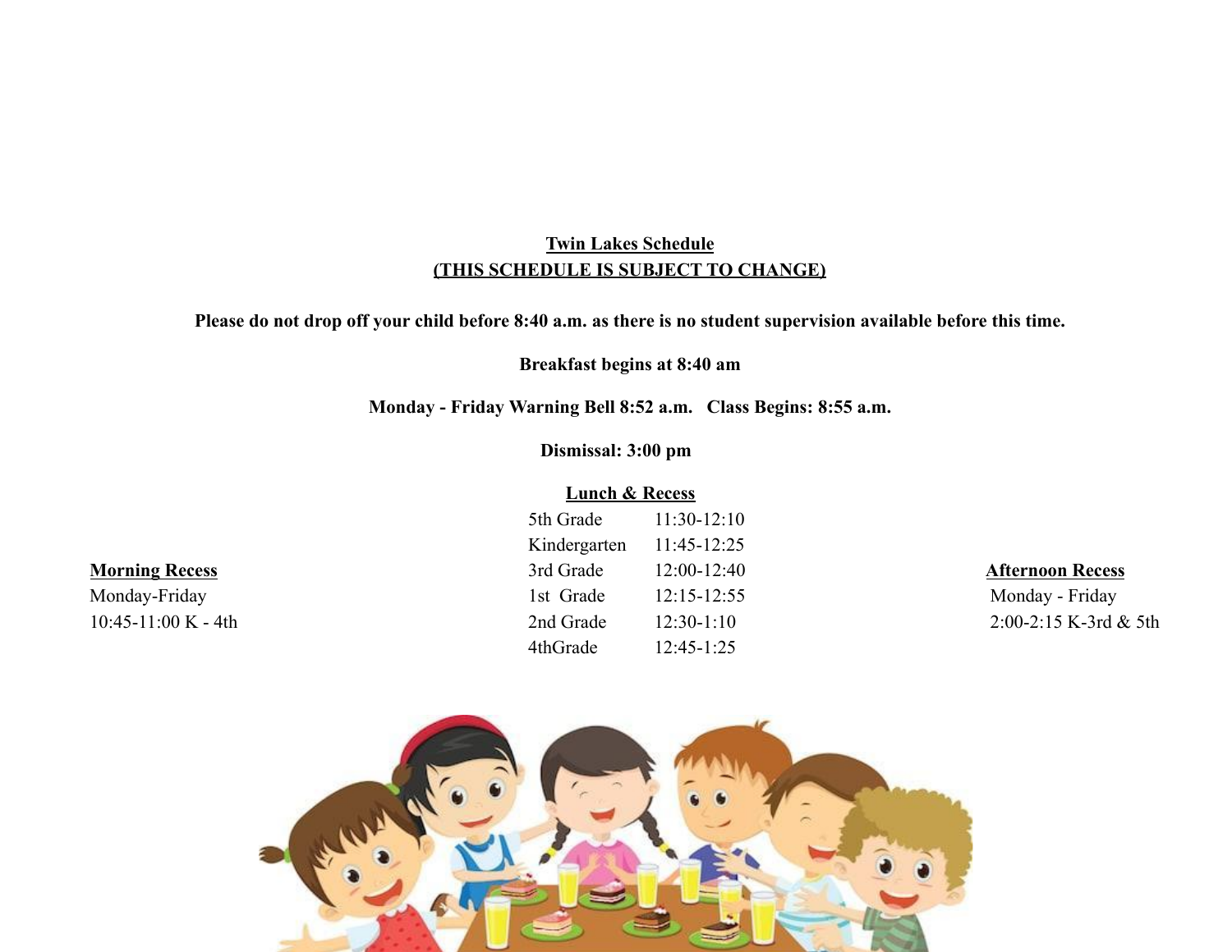# Twin Lakes Schedule

**(THIS SCHEDULE IS SUBJECT TO CHANGE)**

**Please do not drop off your child before 8:40 a.m. as there is no student supervision available before this time.**

**Breakfast begins at 8:40 am**

**Monday - Friday Warning Bell 8:52 a.m. Class Begins: 8:55 a.m.**

**Dismissal: 3:00 pm**

## Morning Recess

Monday-Friday

10:45-11:00 K - 4th

## Lunch & Recess

| Grade | Time |
| --- | --- |
| 5th Grade | 11:30-12:10 |
| Kindergarten | 11:45-12:25 |
| 3rd Grade | 12:00-12:40 |
| 1st Grade | 12:15-12:55 |
| 2nd Grade | 12:30-1:10 |
| 4thGrade | 12:45-1:25 |

## Afternoon Recess

Monday - Friday

2:00-2:15 K-3rd & 5th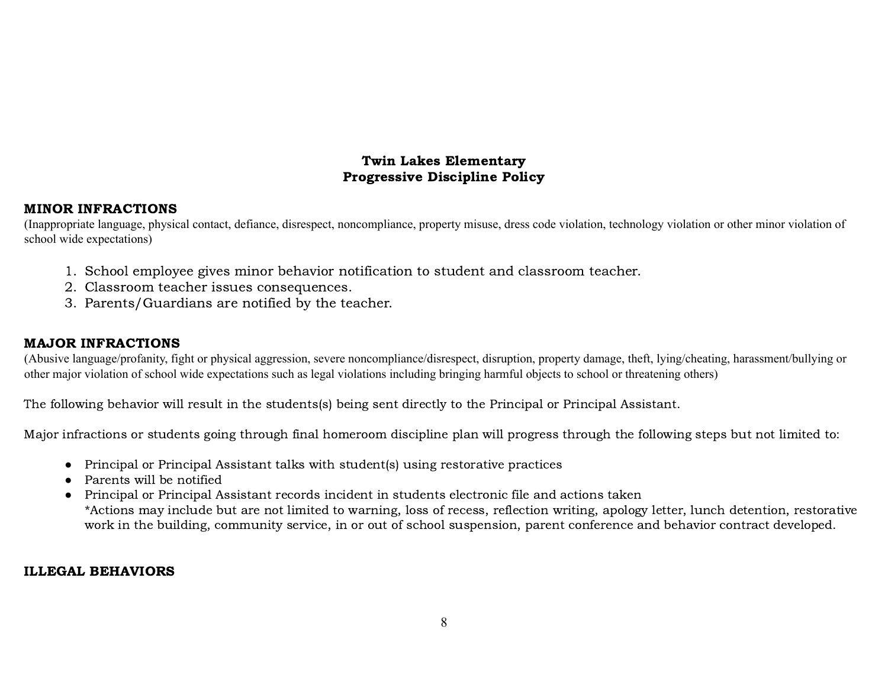# Twin Lakes Elementary
# Progressive Discipline Policy

## MINOR INFRACTIONS

(Inappropriate language, physical contact, defiance, disrespect, noncompliance, property misuse, dress code violation, technology violation or other minor violation of school wide expectations)

1. School employee gives minor behavior notification to student and classroom teacher.
2. Classroom teacher issues consequences.
3. Parents/Guardians are notified by the teacher.

## MAJOR INFRACTIONS

(Abusive language/profanity, fight or physical aggression, severe noncompliance/disrespect, disruption, property damage, theft, lying/cheating, harassment/bullying or other major violation of school wide expectations such as legal violations including bringing harmful objects to school or threatening others)

The following behavior will result in the students(s) being sent directly to the Principal or Principal Assistant.

Major infractions or students going through final homeroom discipline plan will progress through the following steps but not limited to:

- Principal or Principal Assistant talks with student(s) using restorative practices
- Parents will be notified
- Principal or Principal Assistant records incident in students electronic file and actions taken
  *Actions may include but are not limited to warning, loss of recess, reflection writing, apology letter, lunch detention, restorative work in the building, community service, in or out of school suspension, parent conference and behavior contract developed.

## ILLEGAL BEHAVIORS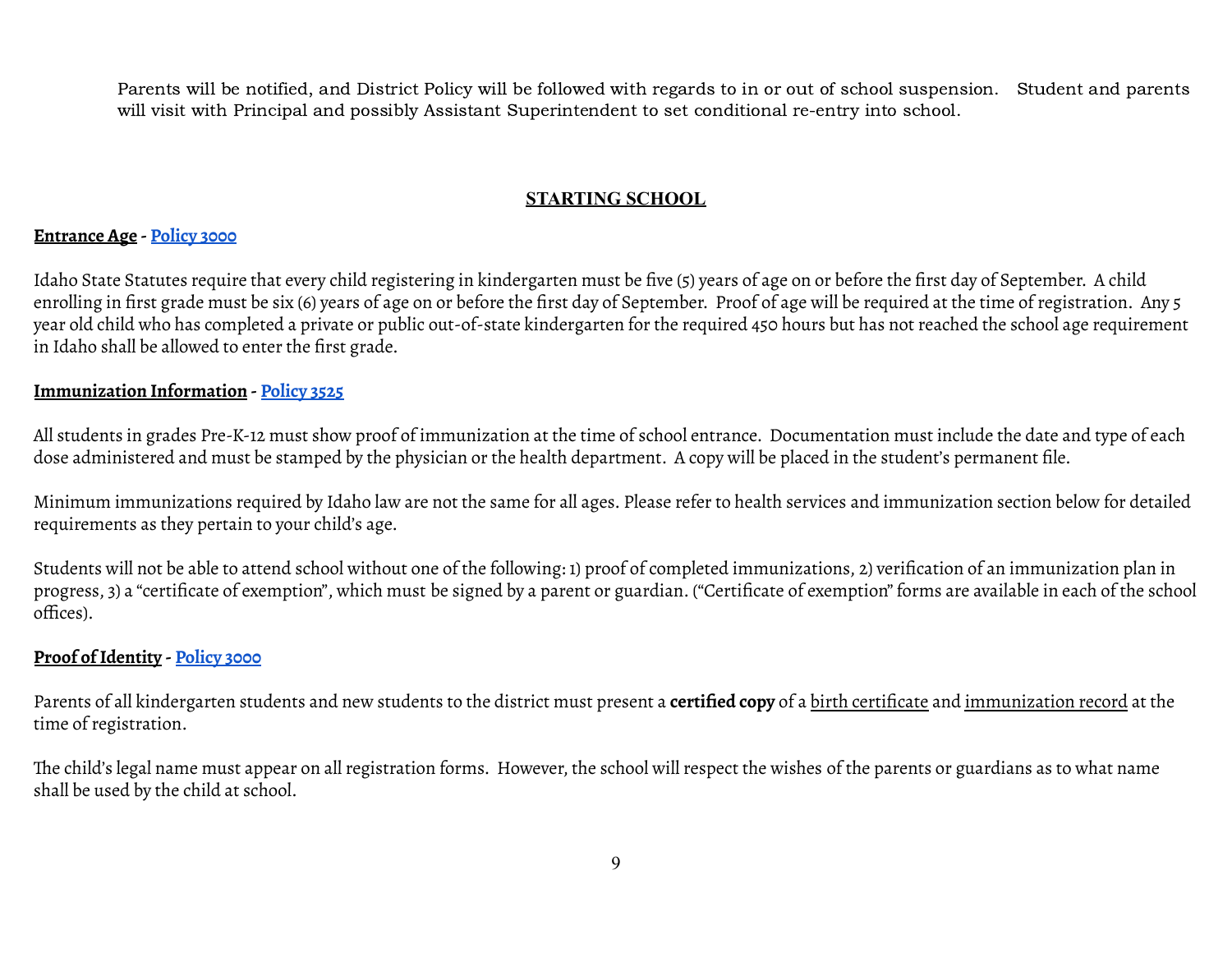Parents will be notified, and District Policy will be followed with regards to in or out of school suspension. Student and parents will visit with Principal and possibly Assistant Superintendent to set conditional re-entry into school.

## STARTING SCHOOL

**Entrance Age - Policy 3000**

Idaho State Statutes require that every child registering in kindergarten must be five (5) years of age on or before the first day of September. A child enrolling in first grade must be six (6) years of age on or before the first day of September. Proof of age will be required at the time of registration. Any 5 year old child who has completed a private or public out-of-state kindergarten for the required 450 hours but has not reached the school age requirement in Idaho shall be allowed to enter the first grade.

**Immunization Information - Policy 3525**

All students in grades Pre-K-12 must show proof of immunization at the time of school entrance. Documentation must include the date and type of each dose administered and must be stamped by the physician or the health department. A copy will be placed in the student's permanent file.

Minimum immunizations required by Idaho law are not the same for all ages. Please refer to health services and immunization section below for detailed requirements as they pertain to your child's age.

Students will not be able to attend school without one of the following: 1) proof of completed immunizations, 2) verification of an immunization plan in progress, 3) a "certificate of exemption", which must be signed by a parent or guardian. ("Certificate of exemption" forms are available in each of the school offices).

**Proof of Identity - Policy 3000**

Parents of all kindergarten students and new students to the district must present a **certified copy** of a birth certificate and immunization record at the time of registration.

The child's legal name must appear on all registration forms. However, the school will respect the wishes of the parents or guardians as to what name shall be used by the child at school.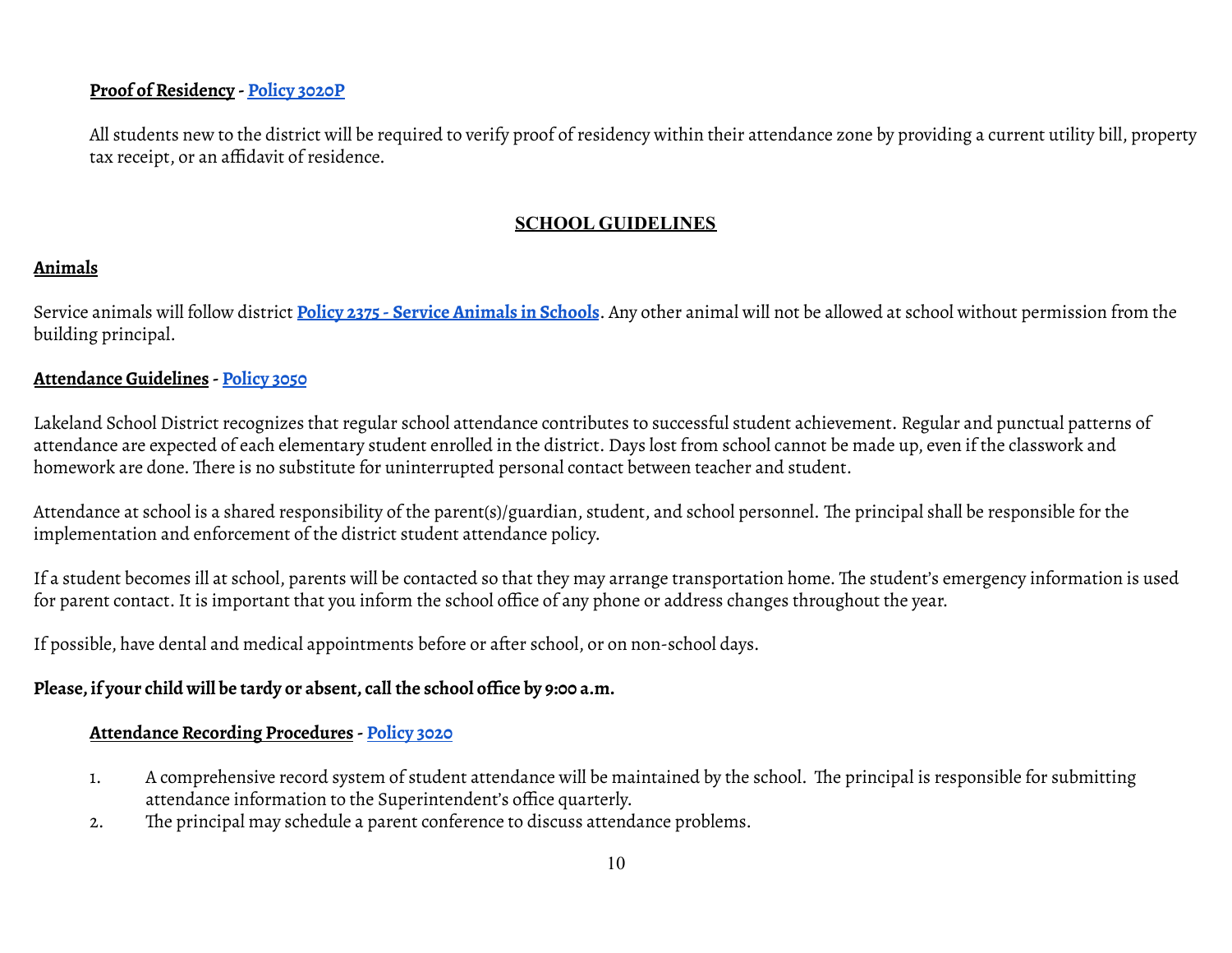**Proof of Residency** - **Policy 3020P**

All students new to the district will be required to verify proof of residency within their attendance zone by providing a current utility bill, property tax receipt, or an affidavit of residence.

## SCHOOL GUIDELINES

### Animals

Service animals will follow district **Policy 2375 - Service Animals in Schools**. Any other animal will not be allowed at school without permission from the building principal.

### Attendance Guidelines - Policy 3050

Lakeland School District recognizes that regular school attendance contributes to successful student achievement. Regular and punctual patterns of attendance are expected of each elementary student enrolled in the district. Days lost from school cannot be made up, even if the classwork and homework are done. There is no substitute for uninterrupted personal contact between teacher and student.

Attendance at school is a shared responsibility of the parent(s)/guardian, student, and school personnel. The principal shall be responsible for the implementation and enforcement of the district student attendance policy.

If a student becomes ill at school, parents will be contacted so that they may arrange transportation home. The student's emergency information is used for parent contact. It is important that you inform the school office of any phone or address changes throughout the year.

If possible, have dental and medical appointments before or after school, or on non-school days.

**Please, if your child will be tardy or absent, call the school office by 9:00 a.m.**

#### Attendance Recording Procedures - Policy 3020

1. A comprehensive record system of student attendance will be maintained by the school. The principal is responsible for submitting attendance information to the Superintendent's office quarterly.
2. The principal may schedule a parent conference to discuss attendance problems.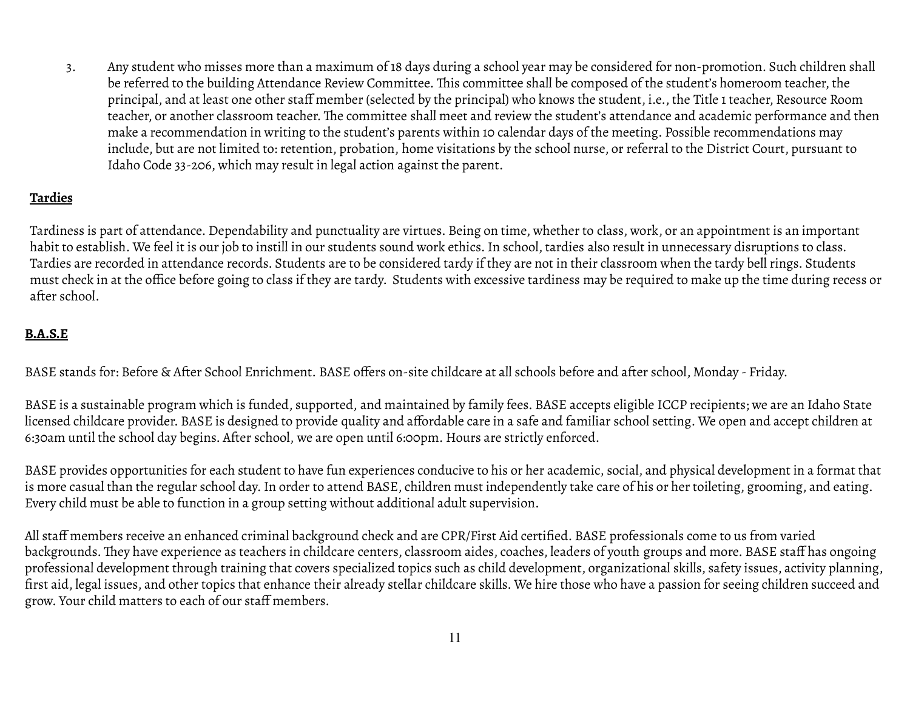3. Any student who misses more than a maximum of 18 days during a school year may be considered for non-promotion. Such children shall be referred to the building Attendance Review Committee. This committee shall be composed of the student's homeroom teacher, the principal, and at least one other staff member (selected by the principal) who knows the student, i.e., the Title 1 teacher, Resource Room teacher, or another classroom teacher. The committee shall meet and review the student's attendance and academic performance and then make a recommendation in writing to the student's parents within 10 calendar days of the meeting. Possible recommendations may include, but are not limited to: retention, probation, home visitations by the school nurse, or referral to the District Court, pursuant to Idaho Code 33-206, which may result in legal action against the parent.

## Tardies

Tardiness is part of attendance. Dependability and punctuality are virtues. Being on time, whether to class, work, or an appointment is an important habit to establish. We feel it is our job to instill in our students sound work ethics. In school, tardies also result in unnecessary disruptions to class. Tardies are recorded in attendance records. Students are to be considered tardy if they are not in their classroom when the tardy bell rings. Students must check in at the office before going to class if they are tardy. Students with excessive tardiness may be required to make up the time during recess or after school.

## B.A.S.E

BASE stands for: Before & After School Enrichment. BASE offers on-site childcare at all schools before and after school, Monday - Friday.

BASE is a sustainable program which is funded, supported, and maintained by family fees. BASE accepts eligible ICCP recipients; we are an Idaho State licensed childcare provider. BASE is designed to provide quality and affordable care in a safe and familiar school setting. We open and accept children at 6:30am until the school day begins. After school, we are open until 6:00pm. Hours are strictly enforced.

BASE provides opportunities for each student to have fun experiences conducive to his or her academic, social, and physical development in a format that is more casual than the regular school day. In order to attend BASE, children must independently take care of his or her toileting, grooming, and eating. Every child must be able to function in a group setting without additional adult supervision.

All staff members receive an enhanced criminal background check and are CPR/First Aid certified. BASE professionals come to us from varied backgrounds. They have experience as teachers in childcare centers, classroom aides, coaches, leaders of youth groups and more. BASE staff has ongoing professional development through training that covers specialized topics such as child development, organizational skills, safety issues, activity planning, first aid, legal issues, and other topics that enhance their already stellar childcare skills. We hire those who have a passion for seeing children succeed and grow. Your child matters to each of our staff members.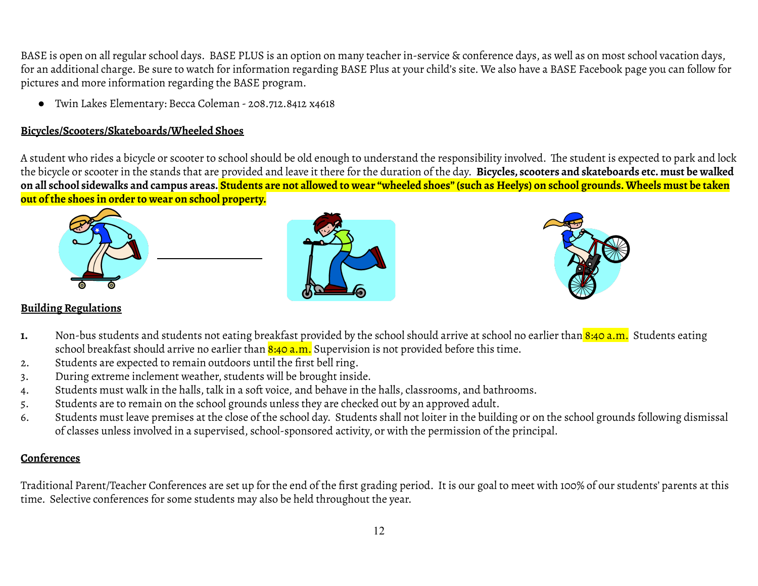BASE is open on all regular school days. BASE PLUS is an option on many teacher in-service & conference days, as well as on most school vacation days, for an additional charge. Be sure to watch for information regarding BASE Plus at your child's site. We also have a BASE Facebook page you can follow for pictures and more information regarding the BASE program.

- Twin Lakes Elementary: Becca Coleman - 208.712.8412 x4618

**Bicycles/Scooters/Skateboards/Wheeled Shoes**

A student who rides a bicycle or scooter to school should be old enough to understand the responsibility involved. The student is expected to park and lock the bicycle or scooter in the stands that are provided and leave it there for the duration of the day. **Bicycles, scooters and skateboards etc. must be walked on all school sidewalks and campus areas. Students are not allowed to wear "wheeled shoes" (such as Heelys) on school grounds. Wheels must be taken out of the shoes in order to wear on school property.**

**Building Regulations**

1. Non-bus students and students not eating breakfast provided by the school should arrive at school no earlier than 8:40 a.m. Students eating school breakfast should arrive no earlier than 8:40 a.m. Supervision is not provided before this time.
2. Students are expected to remain outdoors until the first bell ring.
3. During extreme inclement weather, students will be brought inside.
4. Students must walk in the halls, talk in a soft voice, and behave in the halls, classrooms, and bathrooms.
5. Students are to remain on the school grounds unless they are checked out by an approved adult.
6. Students must leave premises at the close of the school day. Students shall not loiter in the building or on the school grounds following dismissal of classes unless involved in a supervised, school-sponsored activity, or with the permission of the principal.

**Conferences**

Traditional Parent/Teacher Conferences are set up for the end of the first grading period. It is our goal to meet with 100% of our students' parents at this time. Selective conferences for some students may also be held throughout the year.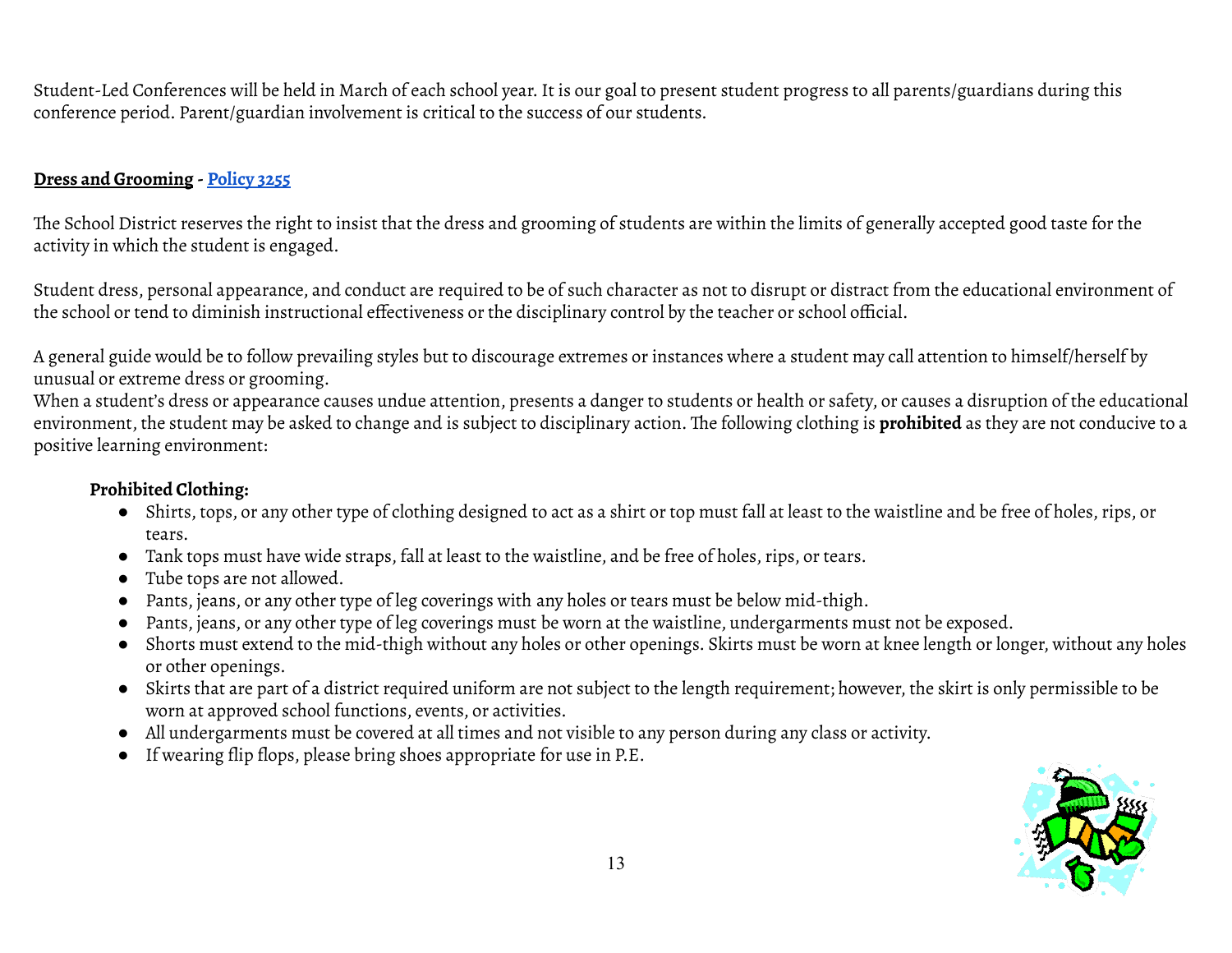Student-Led Conferences will be held in March of each school year. It is our goal to present student progress to all parents/guardians during this conference period. Parent/guardian involvement is critical to the success of our students.

**Dress and Grooming** - **Policy 3255**

The School District reserves the right to insist that the dress and grooming of students are within the limits of generally accepted good taste for the activity in which the student is engaged.

Student dress, personal appearance, and conduct are required to be of such character as not to disrupt or distract from the educational environment of the school or tend to diminish instructional effectiveness or the disciplinary control by the teacher or school official.

A general guide would be to follow prevailing styles but to discourage extremes or instances where a student may call attention to himself/herself by unusual or extreme dress or grooming.
When a student's dress or appearance causes undue attention, presents a danger to students or health or safety, or causes a disruption of the educational environment, the student may be asked to change and is subject to disciplinary action. The following clothing is **prohibited** as they are not conducive to a positive learning environment:

**Prohibited Clothing:**

- Shirts, tops, or any other type of clothing designed to act as a shirt or top must fall at least to the waistline and be free of holes, rips, or tears.
- Tank tops must have wide straps, fall at least to the waistline, and be free of holes, rips, or tears.
- Tube tops are not allowed.
- Pants, jeans, or any other type of leg coverings with any holes or tears must be below mid-thigh.
- Pants, jeans, or any other type of leg coverings must be worn at the waistline, undergarments must not be exposed.
- Shorts must extend to the mid-thigh without any holes or other openings. Skirts must be worn at knee length or longer, without any holes or other openings.
- Skirts that are part of a district required uniform are not subject to the length requirement; however, the skirt is only permissible to be worn at approved school functions, events, or activities.
- All undergarments must be covered at all times and not visible to any person during any class or activity.
- If wearing flip flops, please bring shoes appropriate for use in P.E.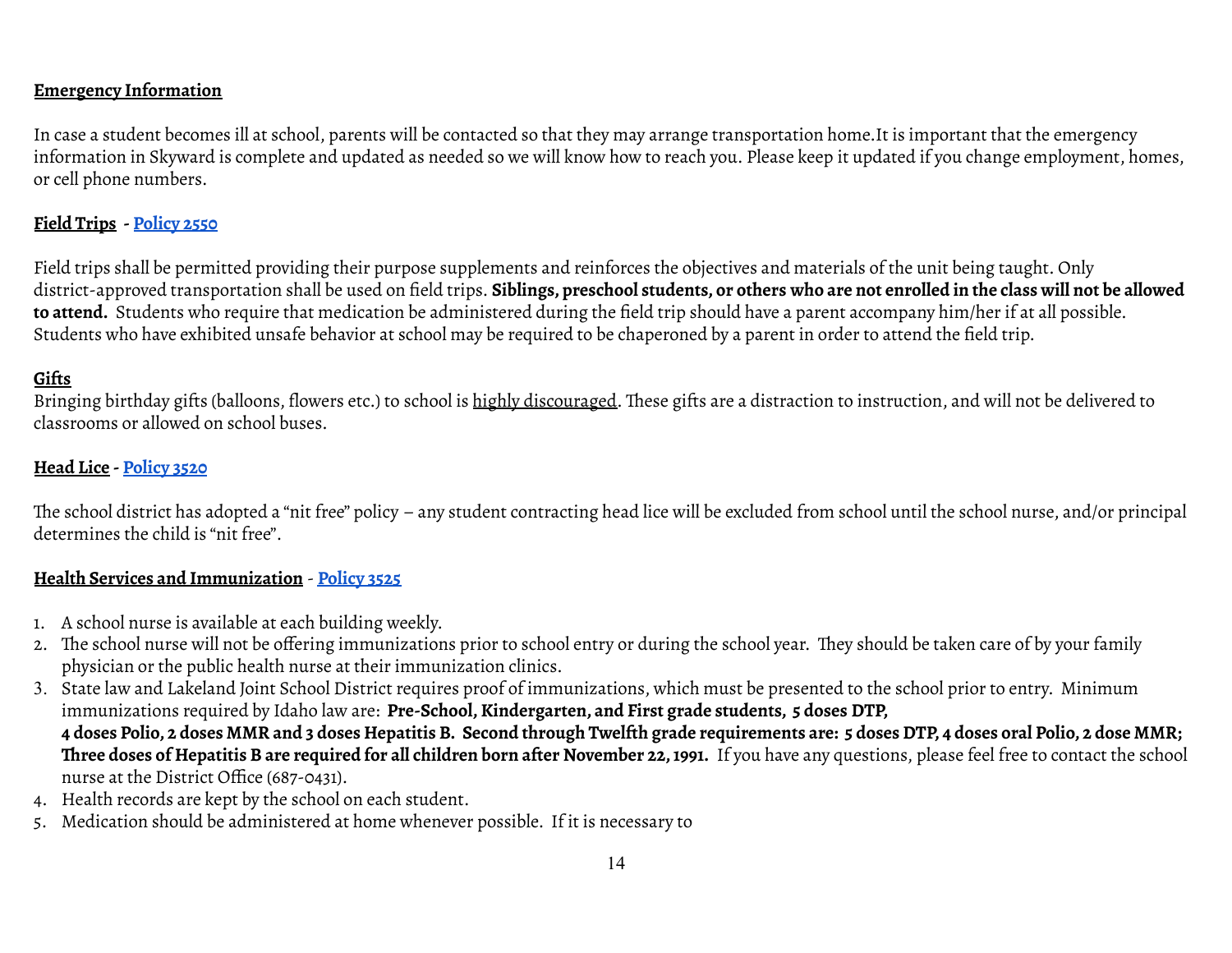**Emergency Information**

In case a student becomes ill at school, parents will be contacted so that they may arrange transportation home.It is important that the emergency information in Skyward is complete and updated as needed so we will know how to reach you. Please keep it updated if you change employment, homes, or cell phone numbers.

**Field Trips - Policy 2550**

Field trips shall be permitted providing their purpose supplements and reinforces the objectives and materials of the unit being taught. Only district-approved transportation shall be used on field trips. **Siblings, preschool students, or others who are not enrolled in the class will not be allowed to attend.** Students who require that medication be administered during the field trip should have a parent accompany him/her if at all possible. Students who have exhibited unsafe behavior at school may be required to be chaperoned by a parent in order to attend the field trip.

**Gifts**

Bringing birthday gifts (balloons, flowers etc.) to school is highly discouraged. These gifts are a distraction to instruction, and will not be delivered to classrooms or allowed on school buses.

**Head Lice - Policy 3520**

The school district has adopted a "nit free" policy – any student contracting head lice will be excluded from school until the school nurse, and/or principal determines the child is "nit free".

**Health Services and Immunization - Policy 3525**

1. A school nurse is available at each building weekly.
2. The school nurse will not be offering immunizations prior to school entry or during the school year. They should be taken care of by your family physician or the public health nurse at their immunization clinics.
3. State law and Lakeland Joint School District requires proof of immunizations, which must be presented to the school prior to entry. Minimum immunizations required by Idaho law are: **Pre-School, Kindergarten, and First grade students, 5 doses DTP, 4 doses Polio, 2 doses MMR and 3 doses Hepatitis B. Second through Twelfth grade requirements are: 5 doses DTP, 4 doses oral Polio, 2 dose MMR; Three doses of Hepatitis B are required for all children born after November 22, 1991.** If you have any questions, please feel free to contact the school nurse at the District Office (687-0431).
4. Health records are kept by the school on each student.
5. Medication should be administered at home whenever possible. If it is necessary to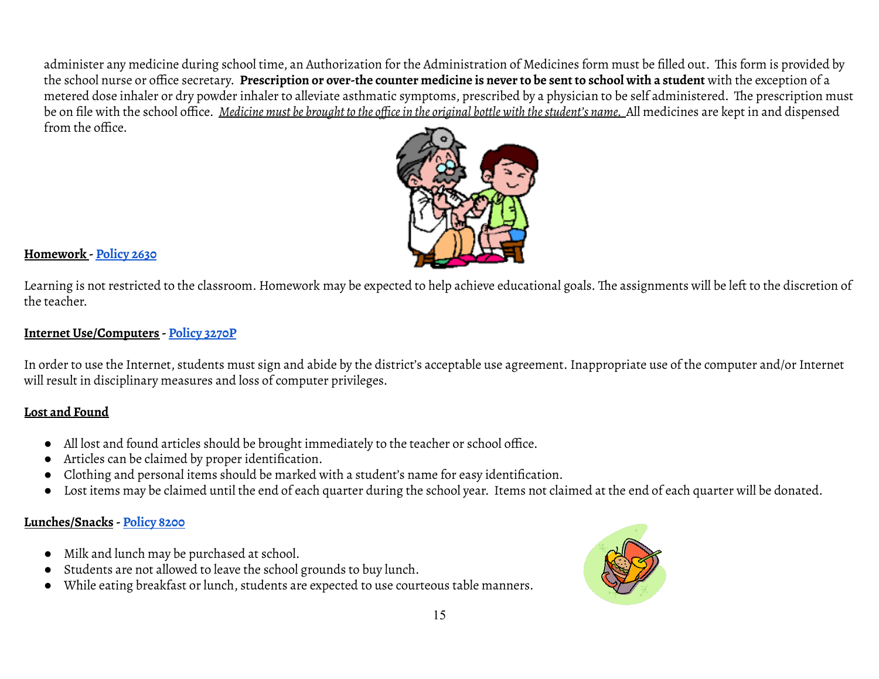administer any medicine during school time, an Authorization for the Administration of Medicines form must be filled out. This form is provided by the school nurse or office secretary. **Prescription or over-the counter medicine is never to be sent to school with a student** with the exception of a metered dose inhaler or dry powder inhaler to alleviate asthmatic symptoms, prescribed by a physician to be self administered. The prescription must be on file with the school office. *Medicine must be brought to the office in the original bottle with the student's name.* All medicines are kept in and dispensed from the office.

**Homework - Policy 2630**

Learning is not restricted to the classroom. Homework may be expected to help achieve educational goals. The assignments will be left to the discretion of the teacher.

**Internet Use/Computers - Policy 3270P**

In order to use the Internet, students must sign and abide by the district's acceptable use agreement. Inappropriate use of the computer and/or Internet will result in disciplinary measures and loss of computer privileges.

**Lost and Found**

- All lost and found articles should be brought immediately to the teacher or school office.
- Articles can be claimed by proper identification.
- Clothing and personal items should be marked with a student's name for easy identification.
- Lost items may be claimed until the end of each quarter during the school year. Items not claimed at the end of each quarter will be donated.

**Lunches/Snacks - Policy 8200**

- Milk and lunch may be purchased at school.
- Students are not allowed to leave the school grounds to buy lunch.
- While eating breakfast or lunch, students are expected to use courteous table manners.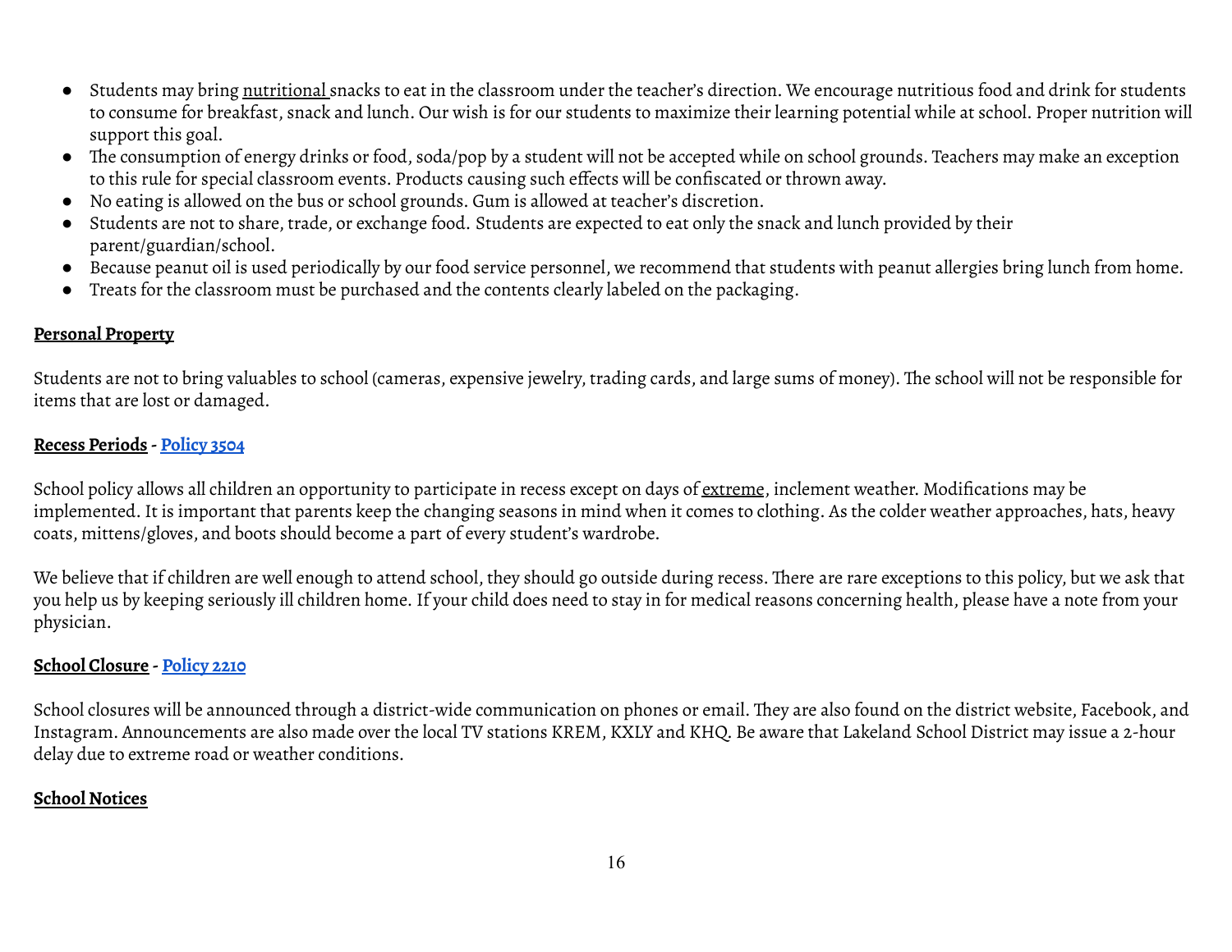- Students may bring nutritional snacks to eat in the classroom under the teacher's direction. We encourage nutritious food and drink for students to consume for breakfast, snack and lunch. Our wish is for our students to maximize their learning potential while at school. Proper nutrition will support this goal.
- The consumption of energy drinks or food, soda/pop by a student will not be accepted while on school grounds. Teachers may make an exception to this rule for special classroom events. Products causing such effects will be confiscated or thrown away.
- No eating is allowed on the bus or school grounds. Gum is allowed at teacher's discretion.
- Students are not to share, trade, or exchange food. Students are expected to eat only the snack and lunch provided by their parent/guardian/school.
- Because peanut oil is used periodically by our food service personnel, we recommend that students with peanut allergies bring lunch from home.
- Treats for the classroom must be purchased and the contents clearly labeled on the packaging.

**Personal Property**

Students are not to bring valuables to school (cameras, expensive jewelry, trading cards, and large sums of money). The school will not be responsible for items that are lost or damaged.

**Recess Periods - Policy 3504**

School policy allows all children an opportunity to participate in recess except on days of extreme, inclement weather. Modifications may be implemented. It is important that parents keep the changing seasons in mind when it comes to clothing. As the colder weather approaches, hats, heavy coats, mittens/gloves, and boots should become a part of every student's wardrobe.

We believe that if children are well enough to attend school, they should go outside during recess. There are rare exceptions to this policy, but we ask that you help us by keeping seriously ill children home. If your child does need to stay in for medical reasons concerning health, please have a note from your physician.

**School Closure - Policy 2210**

School closures will be announced through a district-wide communication on phones or email. They are also found on the district website, Facebook, and Instagram. Announcements are also made over the local TV stations KREM, KXLY and KHQ. Be aware that Lakeland School District may issue a 2-hour delay due to extreme road or weather conditions.

**School Notices**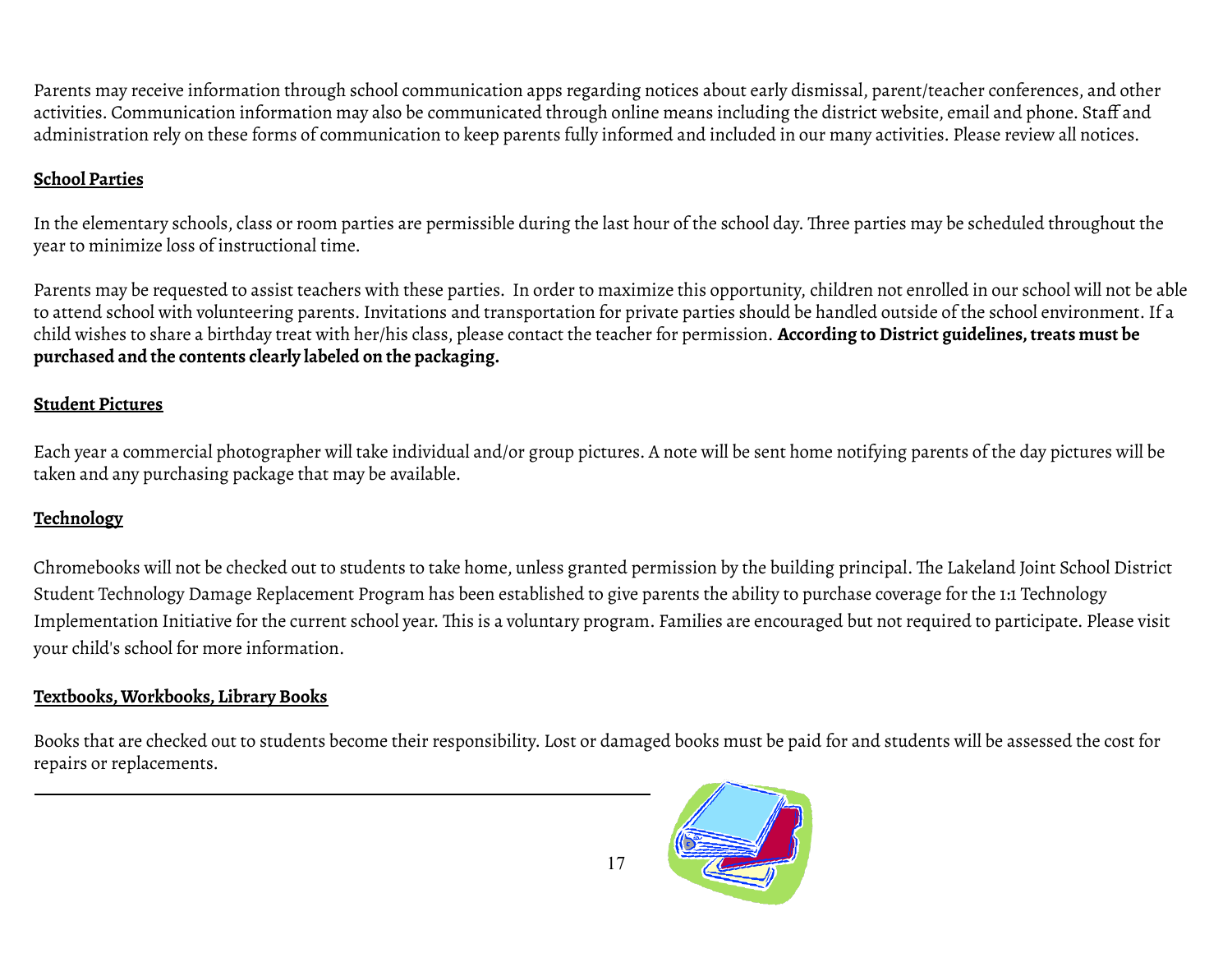Parents may receive information through school communication apps regarding notices about early dismissal, parent/teacher conferences, and other activities. Communication information may also be communicated through online means including the district website, email and phone. Staff and administration rely on these forms of communication to keep parents fully informed and included in our many activities. Please review all notices.

## School Parties

In the elementary schools, class or room parties are permissible during the last hour of the school day. Three parties may be scheduled throughout the year to minimize loss of instructional time.

Parents may be requested to assist teachers with these parties. In order to maximize this opportunity, children not enrolled in our school will not be able to attend school with volunteering parents. Invitations and transportation for private parties should be handled outside of the school environment. If a child wishes to share a birthday treat with her/his class, please contact the teacher for permission. **According to District guidelines, treats must be purchased and the contents clearly labeled on the packaging.**

## Student Pictures

Each year a commercial photographer will take individual and/or group pictures. A note will be sent home notifying parents of the day pictures will be taken and any purchasing package that may be available.

## Technology

Chromebooks will not be checked out to students to take home, unless granted permission by the building principal. The Lakeland Joint School District Student Technology Damage Replacement Program has been established to give parents the ability to purchase coverage for the 1:1 Technology Implementation Initiative for the current school year. This is a voluntary program. Families are encouraged but not required to participate. Please visit your child's school for more information.

## Textbooks, Workbooks, Library Books

Books that are checked out to students become their responsibility. Lost or damaged books must be paid for and students will be assessed the cost for repairs or replacements.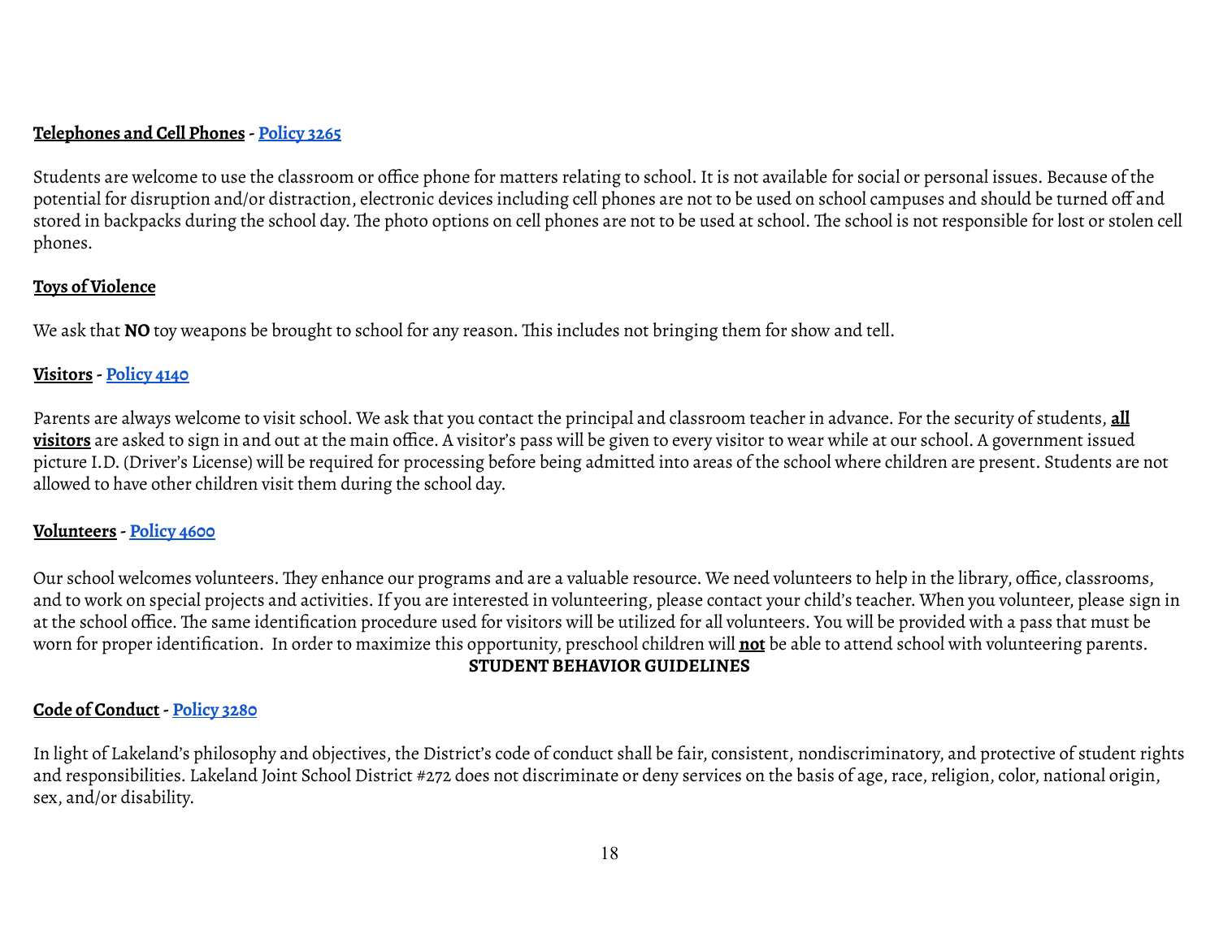**Telephones and Cell Phones** - **Policy 3265**

Students are welcome to use the classroom or office phone for matters relating to school. It is not available for social or personal issues. Because of the potential for disruption and/or distraction, electronic devices including cell phones are not to be used on school campuses and should be turned off and stored in backpacks during the school day. The photo options on cell phones are not to be used at school. The school is not responsible for lost or stolen cell phones.

**Toys of Violence**

We ask that **NO** toy weapons be brought to school for any reason. This includes not bringing them for show and tell.

**Visitors** - **Policy 4140**

Parents are always welcome to visit school. We ask that you contact the principal and classroom teacher in advance. For the security of students, **all visitors** are asked to sign in and out at the main office. A visitor's pass will be given to every visitor to wear while at our school. A government issued picture I.D. (Driver's License) will be required for processing before being admitted into areas of the school where children are present. Students are not allowed to have other children visit them during the school day.

**Volunteers** - **Policy 4600**

Our school welcomes volunteers. They enhance our programs and are a valuable resource. We need volunteers to help in the library, office, classrooms, and to work on special projects and activities. If you are interested in volunteering, please contact your child's teacher. When you volunteer, please sign in at the school office. The same identification procedure used for visitors will be utilized for all volunteers. You will be provided with a pass that must be worn for proper identification. In order to maximize this opportunity, preschool children will **not** be able to attend school with volunteering parents.

## STUDENT BEHAVIOR GUIDELINES

**Code of Conduct** - **Policy 3280**

In light of Lakeland's philosophy and objectives, the District's code of conduct shall be fair, consistent, nondiscriminatory, and protective of student rights and responsibilities. Lakeland Joint School District #272 does not discriminate or deny services on the basis of age, race, religion, color, national origin, sex, and/or disability.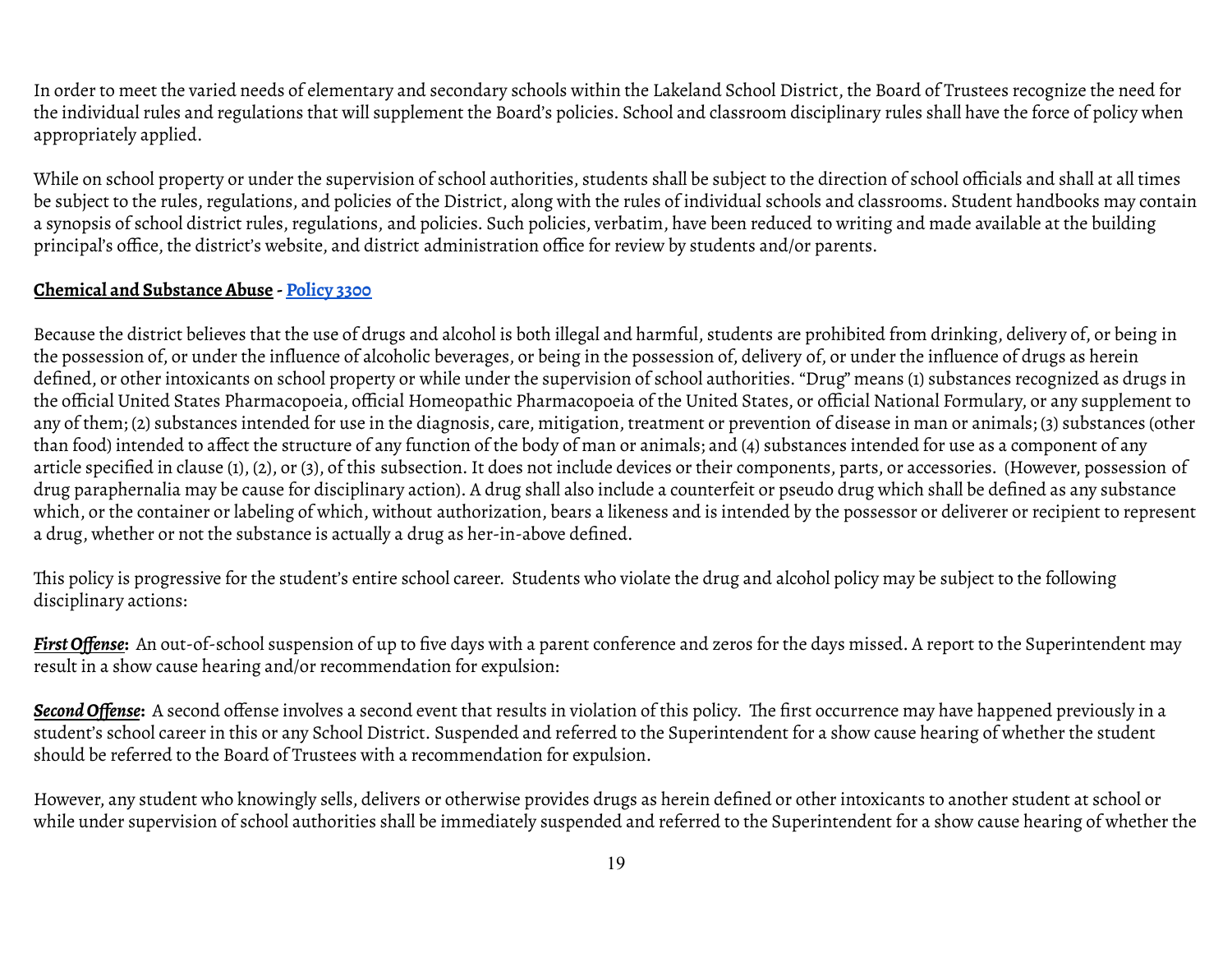In order to meet the varied needs of elementary and secondary schools within the Lakeland School District, the Board of Trustees recognize the need for the individual rules and regulations that will supplement the Board's policies. School and classroom disciplinary rules shall have the force of policy when appropriately applied.

While on school property or under the supervision of school authorities, students shall be subject to the direction of school officials and shall at all times be subject to the rules, regulations, and policies of the District, along with the rules of individual schools and classrooms. Student handbooks may contain a synopsis of school district rules, regulations, and policies. Such policies, verbatim, have been reduced to writing and made available at the building principal's office, the district's website, and district administration office for review by students and/or parents.

**Chemical and Substance Abuse - Policy 3300**

Because the district believes that the use of drugs and alcohol is both illegal and harmful, students are prohibited from drinking, delivery of, or being in the possession of, or under the influence of alcoholic beverages, or being in the possession of, delivery of, or under the influence of drugs as herein defined, or other intoxicants on school property or while under the supervision of school authorities. "Drug" means (1) substances recognized as drugs in the official United States Pharmacopoeia, official Homeopathic Pharmacopoeia of the United States, or official National Formulary, or any supplement to any of them; (2) substances intended for use in the diagnosis, care, mitigation, treatment or prevention of disease in man or animals; (3) substances (other than food) intended to affect the structure of any function of the body of man or animals; and (4) substances intended for use as a component of any article specified in clause (1), (2), or (3), of this subsection. It does not include devices or their components, parts, or accessories. (However, possession of drug paraphernalia may be cause for disciplinary action). A drug shall also include a counterfeit or pseudo drug which shall be defined as any substance which, or the container or labeling of which, without authorization, bears a likeness and is intended by the possessor or deliverer or recipient to represent a drug, whether or not the substance is actually a drug as her-in-above defined.

This policy is progressive for the student's entire school career. Students who violate the drug and alcohol policy may be subject to the following disciplinary actions:

***First Offense*:** An out-of-school suspension of up to five days with a parent conference and zeros for the days missed. A report to the Superintendent may result in a show cause hearing and/or recommendation for expulsion:

***Second Offense*:** A second offense involves a second event that results in violation of this policy. The first occurrence may have happened previously in a student's school career in this or any School District. Suspended and referred to the Superintendent for a show cause hearing of whether the student should be referred to the Board of Trustees with a recommendation for expulsion.

However, any student who knowingly sells, delivers or otherwise provides drugs as herein defined or other intoxicants to another student at school or while under supervision of school authorities shall be immediately suspended and referred to the Superintendent for a show cause hearing of whether the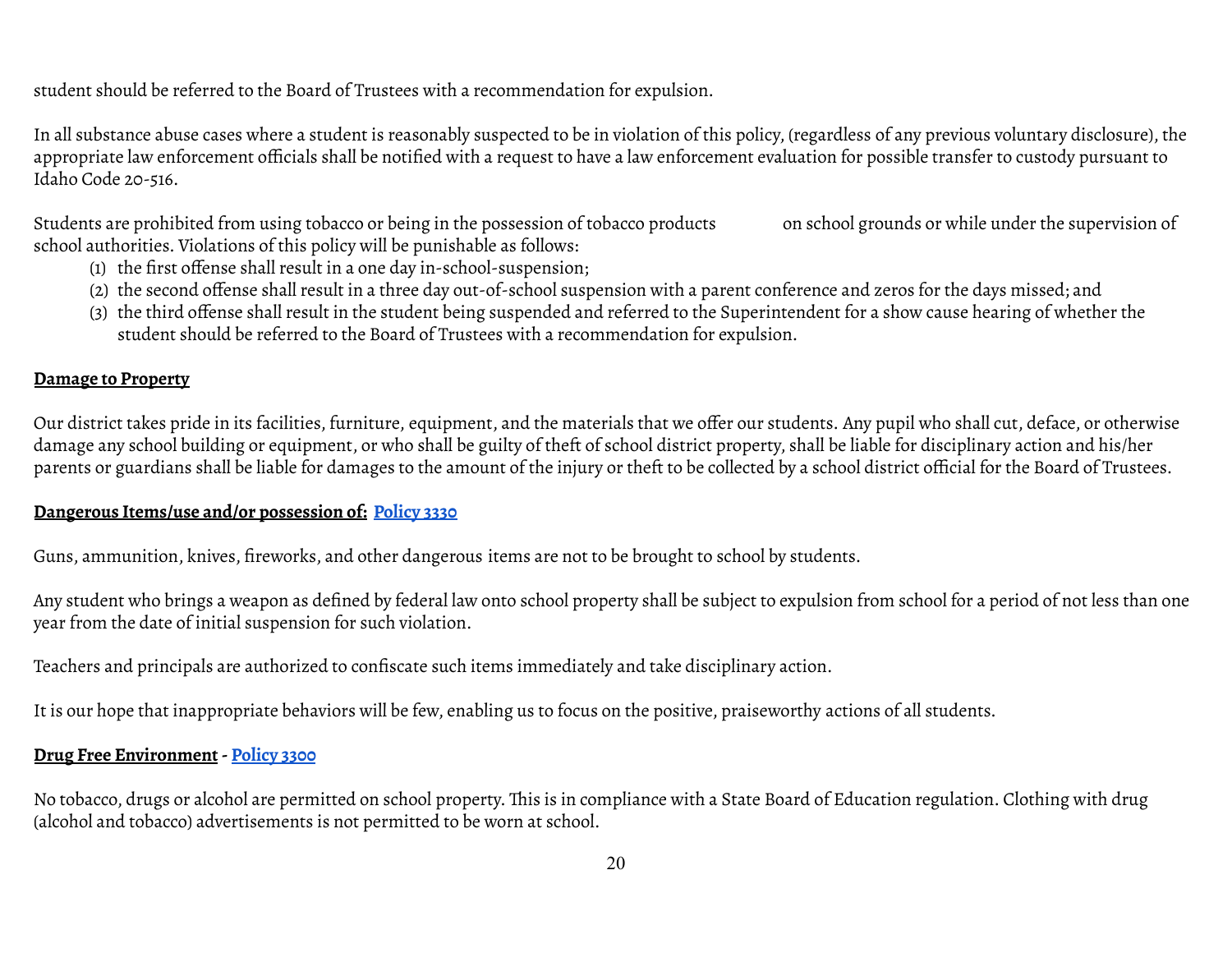student should be referred to the Board of Trustees with a recommendation for expulsion.

In all substance abuse cases where a student is reasonably suspected to be in violation of this policy, (regardless of any previous voluntary disclosure), the appropriate law enforcement officials shall be notified with a request to have a law enforcement evaluation for possible transfer to custody pursuant to Idaho Code 20-516.

Students are prohibited from using tobacco or being in the possession of tobacco products on school grounds or while under the supervision of school authorities. Violations of this policy will be punishable as follows:

1. the first offense shall result in a one day in-school-suspension;
2. the second offense shall result in a three day out-of-school suspension with a parent conference and zeros for the days missed; and
3. the third offense shall result in the student being suspended and referred to the Superintendent for a show cause hearing of whether the student should be referred to the Board of Trustees with a recommendation for expulsion.

**Damage to Property**

Our district takes pride in its facilities, furniture, equipment, and the materials that we offer our students. Any pupil who shall cut, deface, or otherwise damage any school building or equipment, or who shall be guilty of theft of school district property, shall be liable for disciplinary action and his/her parents or guardians shall be liable for damages to the amount of the injury or theft to be collected by a school district official for the Board of Trustees.

**Dangerous Items/use and/or possession of: Policy 3330**

Guns, ammunition, knives, fireworks, and other dangerous items are not to be brought to school by students.

Any student who brings a weapon as defined by federal law onto school property shall be subject to expulsion from school for a period of not less than one year from the date of initial suspension for such violation.

Teachers and principals are authorized to confiscate such items immediately and take disciplinary action.

It is our hope that inappropriate behaviors will be few, enabling us to focus on the positive, praiseworthy actions of all students.

**Drug Free Environment - Policy 3300**

No tobacco, drugs or alcohol are permitted on school property. This is in compliance with a State Board of Education regulation. Clothing with drug (alcohol and tobacco) advertisements is not permitted to be worn at school.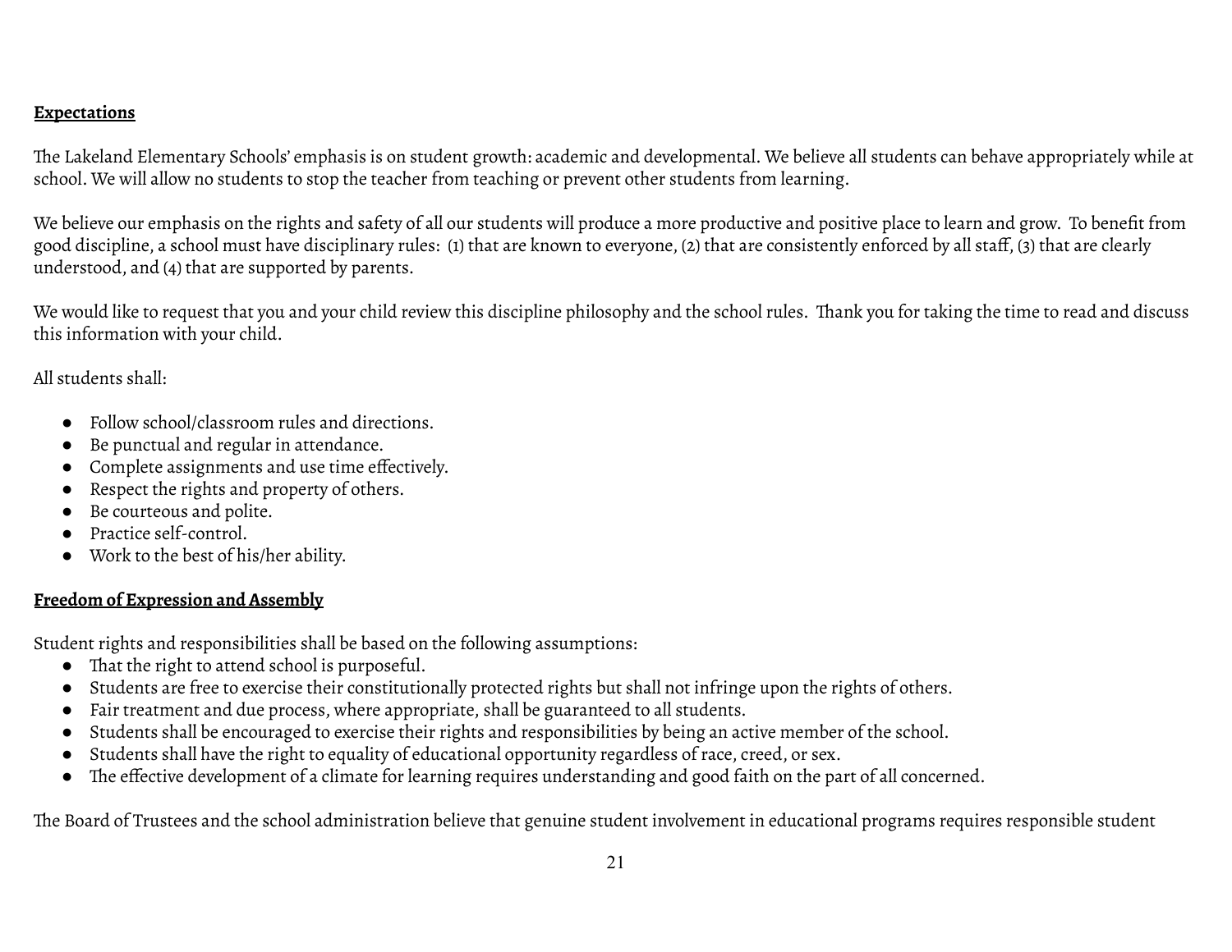## Expectations

The Lakeland Elementary Schools' emphasis is on student growth: academic and developmental. We believe all students can behave appropriately while at school. We will allow no students to stop the teacher from teaching or prevent other students from learning.

We believe our emphasis on the rights and safety of all our students will produce a more productive and positive place to learn and grow. To benefit from good discipline, a school must have disciplinary rules: (1) that are known to everyone, (2) that are consistently enforced by all staff, (3) that are clearly understood, and (4) that are supported by parents.

We would like to request that you and your child review this discipline philosophy and the school rules. Thank you for taking the time to read and discuss this information with your child.

All students shall:

- Follow school/classroom rules and directions.
- Be punctual and regular in attendance.
- Complete assignments and use time effectively.
- Respect the rights and property of others.
- Be courteous and polite.
- Practice self-control.
- Work to the best of his/her ability.

## Freedom of Expression and Assembly

Student rights and responsibilities shall be based on the following assumptions:

- That the right to attend school is purposeful.
- Students are free to exercise their constitutionally protected rights but shall not infringe upon the rights of others.
- Fair treatment and due process, where appropriate, shall be guaranteed to all students.
- Students shall be encouraged to exercise their rights and responsibilities by being an active member of the school.
- Students shall have the right to equality of educational opportunity regardless of race, creed, or sex.
- The effective development of a climate for learning requires understanding and good faith on the part of all concerned.

The Board of Trustees and the school administration believe that genuine student involvement in educational programs requires responsible student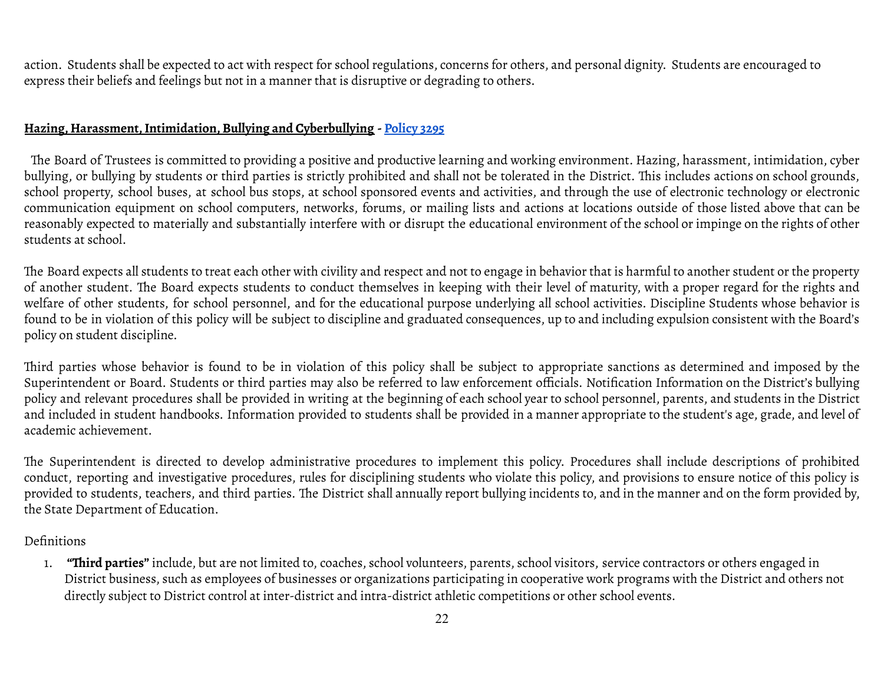action. Students shall be expected to act with respect for school regulations, concerns for others, and personal dignity. Students are encouraged to express their beliefs and feelings but not in a manner that is disruptive or degrading to others.

**Hazing, Harassment, Intimidation, Bullying and Cyberbullying - Policy 3295**

The Board of Trustees is committed to providing a positive and productive learning and working environment. Hazing, harassment, intimidation, cyber bullying, or bullying by students or third parties is strictly prohibited and shall not be tolerated in the District. This includes actions on school grounds, school property, school buses, at school bus stops, at school sponsored events and activities, and through the use of electronic technology or electronic communication equipment on school computers, networks, forums, or mailing lists and actions at locations outside of those listed above that can be reasonably expected to materially and substantially interfere with or disrupt the educational environment of the school or impinge on the rights of other students at school.

The Board expects all students to treat each other with civility and respect and not to engage in behavior that is harmful to another student or the property of another student. The Board expects students to conduct themselves in keeping with their level of maturity, with a proper regard for the rights and welfare of other students, for school personnel, and for the educational purpose underlying all school activities. Discipline Students whose behavior is found to be in violation of this policy will be subject to discipline and graduated consequences, up to and including expulsion consistent with the Board's policy on student discipline.

Third parties whose behavior is found to be in violation of this policy shall be subject to appropriate sanctions as determined and imposed by the Superintendent or Board. Students or third parties may also be referred to law enforcement officials. Notification Information on the District's bullying policy and relevant procedures shall be provided in writing at the beginning of each school year to school personnel, parents, and students in the District and included in student handbooks. Information provided to students shall be provided in a manner appropriate to the student's age, grade, and level of academic achievement.

The Superintendent is directed to develop administrative procedures to implement this policy. Procedures shall include descriptions of prohibited conduct, reporting and investigative procedures, rules for disciplining students who violate this policy, and provisions to ensure notice of this policy is provided to students, teachers, and third parties. The District shall annually report bullying incidents to, and in the manner and on the form provided by, the State Department of Education.

Definitions

1. **"Third parties"** include, but are not limited to, coaches, school volunteers, parents, school visitors, service contractors or others engaged in District business, such as employees of businesses or organizations participating in cooperative work programs with the District and others not directly subject to District control at inter-district and intra-district athletic competitions or other school events.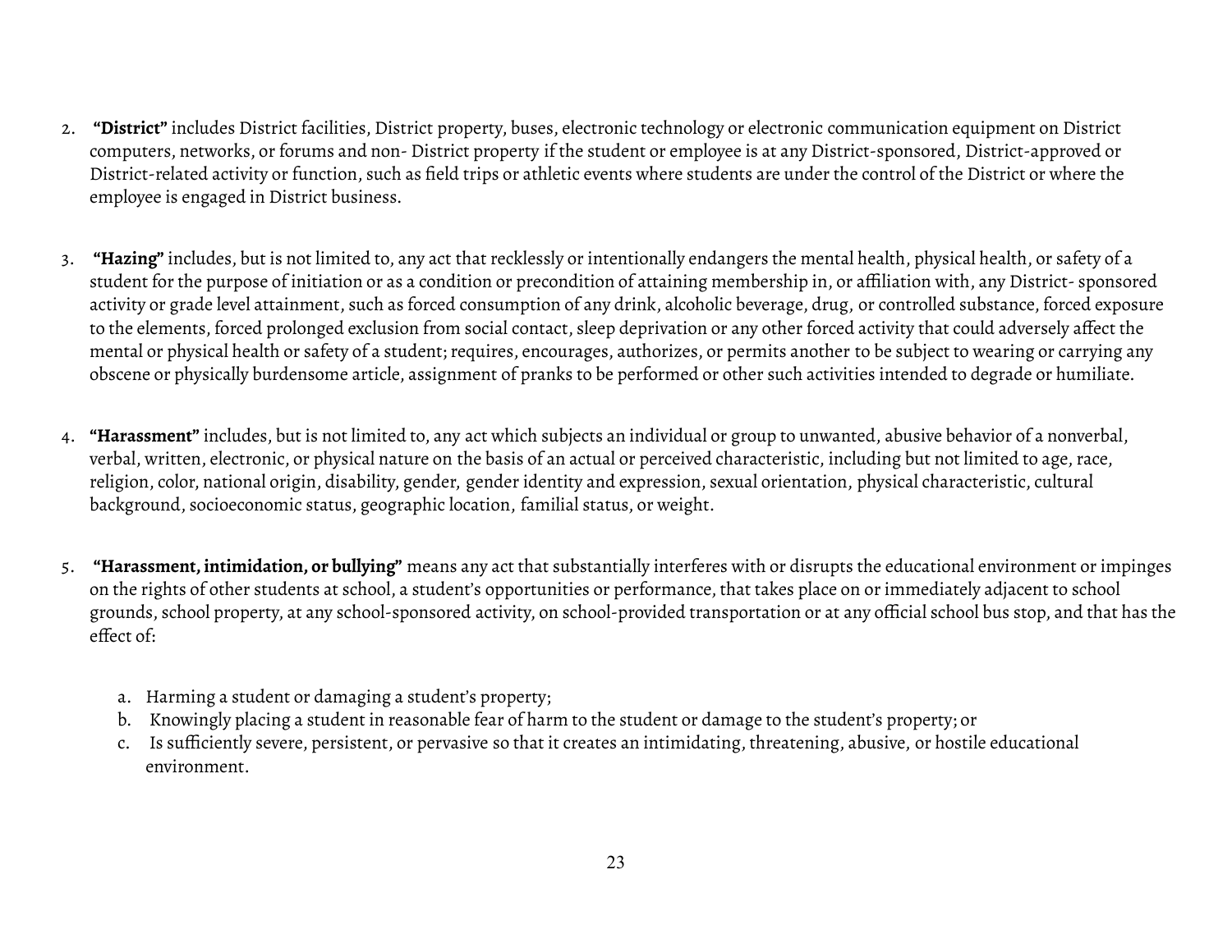2. **"District"** includes District facilities, District property, buses, electronic technology or electronic communication equipment on District computers, networks, or forums and non- District property if the student or employee is at any District-sponsored, District-approved or District-related activity or function, such as field trips or athletic events where students are under the control of the District or where the employee is engaged in District business.

3. **"Hazing"** includes, but is not limited to, any act that recklessly or intentionally endangers the mental health, physical health, or safety of a student for the purpose of initiation or as a condition or precondition of attaining membership in, or affiliation with, any District- sponsored activity or grade level attainment, such as forced consumption of any drink, alcoholic beverage, drug, or controlled substance, forced exposure to the elements, forced prolonged exclusion from social contact, sleep deprivation or any other forced activity that could adversely affect the mental or physical health or safety of a student; requires, encourages, authorizes, or permits another to be subject to wearing or carrying any obscene or physically burdensome article, assignment of pranks to be performed or other such activities intended to degrade or humiliate.

4. **"Harassment"** includes, but is not limited to, any act which subjects an individual or group to unwanted, abusive behavior of a nonverbal, verbal, written, electronic, or physical nature on the basis of an actual or perceived characteristic, including but not limited to age, race, religion, color, national origin, disability, gender, gender identity and expression, sexual orientation, physical characteristic, cultural background, socioeconomic status, geographic location, familial status, or weight.

5. **"Harassment, intimidation, or bullying"** means any act that substantially interferes with or disrupts the educational environment or impinges on the rights of other students at school, a student's opportunities or performance, that takes place on or immediately adjacent to school grounds, school property, at any school-sponsored activity, on school-provided transportation or at any official school bus stop, and that has the effect of:

    a. Harming a student or damaging a student's property;
    b. Knowingly placing a student in reasonable fear of harm to the student or damage to the student's property; or
    c. Is sufficiently severe, persistent, or pervasive so that it creates an intimidating, threatening, abusive, or hostile educational environment.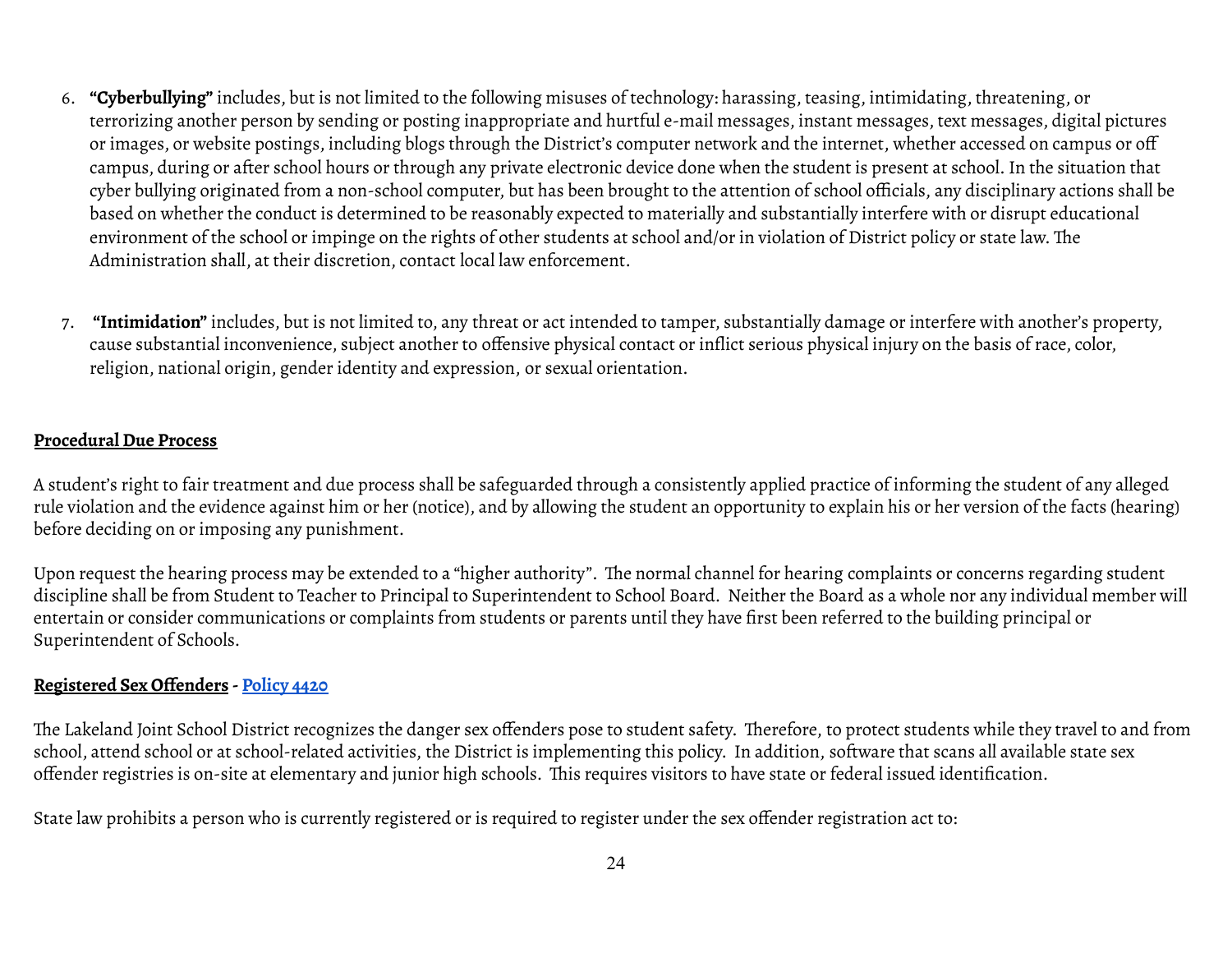6. **"Cyberbullying"** includes, but is not limited to the following misuses of technology: harassing, teasing, intimidating, threatening, or terrorizing another person by sending or posting inappropriate and hurtful e-mail messages, instant messages, text messages, digital pictures or images, or website postings, including blogs through the District's computer network and the internet, whether accessed on campus or off campus, during or after school hours or through any private electronic device done when the student is present at school. In the situation that cyber bullying originated from a non-school computer, but has been brought to the attention of school officials, any disciplinary actions shall be based on whether the conduct is determined to be reasonably expected to materially and substantially interfere with or disrupt educational environment of the school or impinge on the rights of other students at school and/or in violation of District policy or state law. The Administration shall, at their discretion, contact local law enforcement.

7. **"Intimidation"** includes, but is not limited to, any threat or act intended to tamper, substantially damage or interfere with another's property, cause substantial inconvenience, subject another to offensive physical contact or inflict serious physical injury on the basis of race, color, religion, national origin, gender identity and expression, or sexual orientation.

## Procedural Due Process

A student's right to fair treatment and due process shall be safeguarded through a consistently applied practice of informing the student of any alleged rule violation and the evidence against him or her (notice), and by allowing the student an opportunity to explain his or her version of the facts (hearing) before deciding on or imposing any punishment.

Upon request the hearing process may be extended to a "higher authority". The normal channel for hearing complaints or concerns regarding student discipline shall be from Student to Teacher to Principal to Superintendent to School Board. Neither the Board as a whole nor any individual member will entertain or consider communications or complaints from students or parents until they have first been referred to the building principal or Superintendent of Schools.

## Registered Sex Offenders - Policy 4420

The Lakeland Joint School District recognizes the danger sex offenders pose to student safety. Therefore, to protect students while they travel to and from school, attend school or at school-related activities, the District is implementing this policy. In addition, software that scans all available state sex offender registries is on-site at elementary and junior high schools. This requires visitors to have state or federal issued identification.

State law prohibits a person who is currently registered or is required to register under the sex offender registration act to: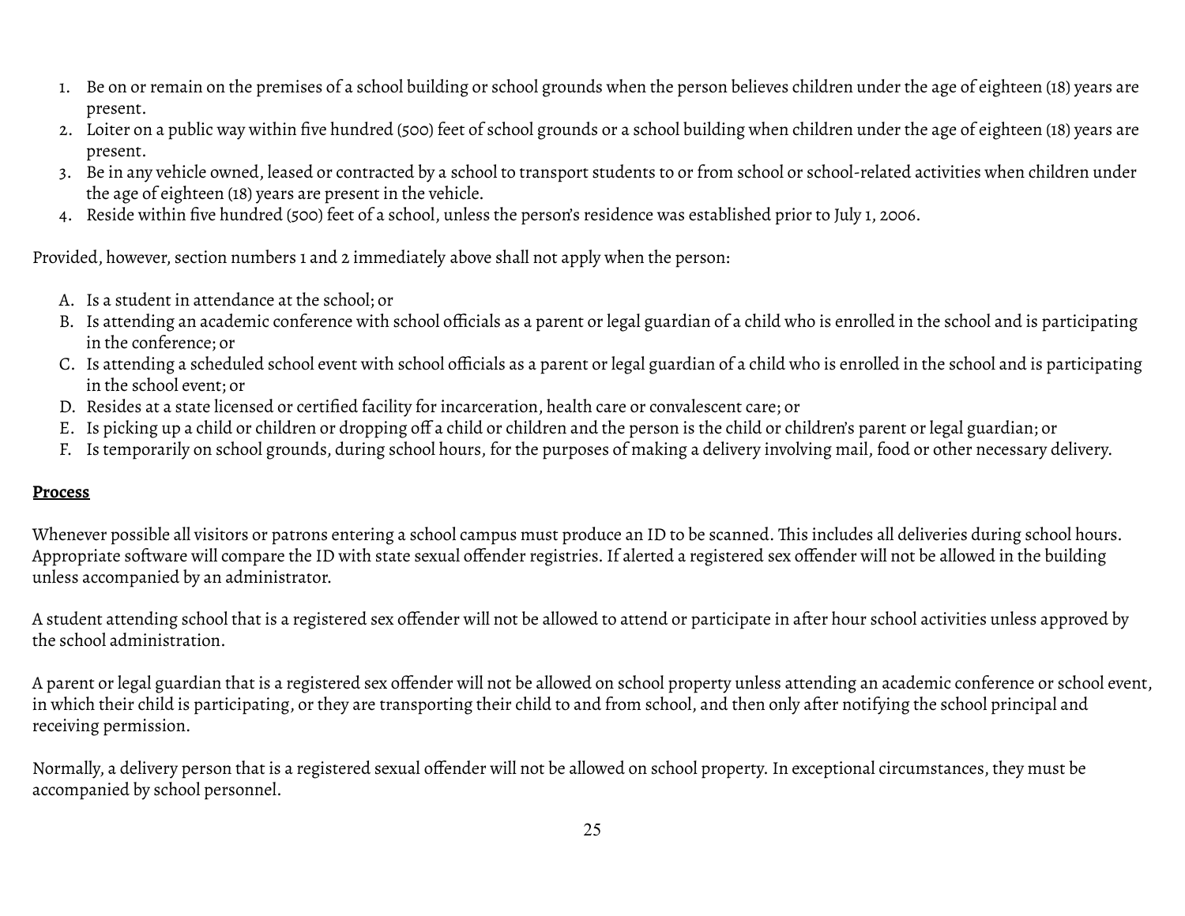1. Be on or remain on the premises of a school building or school grounds when the person believes children under the age of eighteen (18) years are present.
2. Loiter on a public way within five hundred (500) feet of school grounds or a school building when children under the age of eighteen (18) years are present.
3. Be in any vehicle owned, leased or contracted by a school to transport students to or from school or school-related activities when children under the age of eighteen (18) years are present in the vehicle.
4. Reside within five hundred (500) feet of a school, unless the person's residence was established prior to July 1, 2006.

Provided, however, section numbers 1 and 2 immediately above shall not apply when the person:

A. Is a student in attendance at the school; or
B. Is attending an academic conference with school officials as a parent or legal guardian of a child who is enrolled in the school and is participating in the conference; or
C. Is attending a scheduled school event with school officials as a parent or legal guardian of a child who is enrolled in the school and is participating in the school event; or
D. Resides at a state licensed or certified facility for incarceration, health care or convalescent care; or
E. Is picking up a child or children or dropping off a child or children and the person is the child or children's parent or legal guardian; or
F. Is temporarily on school grounds, during school hours, for the purposes of making a delivery involving mail, food or other necessary delivery.

**Process**

Whenever possible all visitors or patrons entering a school campus must produce an ID to be scanned. This includes all deliveries during school hours. Appropriate software will compare the ID with state sexual offender registries. If alerted a registered sex offender will not be allowed in the building unless accompanied by an administrator.

A student attending school that is a registered sex offender will not be allowed to attend or participate in after hour school activities unless approved by the school administration.

A parent or legal guardian that is a registered sex offender will not be allowed on school property unless attending an academic conference or school event, in which their child is participating, or they are transporting their child to and from school, and then only after notifying the school principal and receiving permission.

Normally, a delivery person that is a registered sexual offender will not be allowed on school property. In exceptional circumstances, they must be accompanied by school personnel.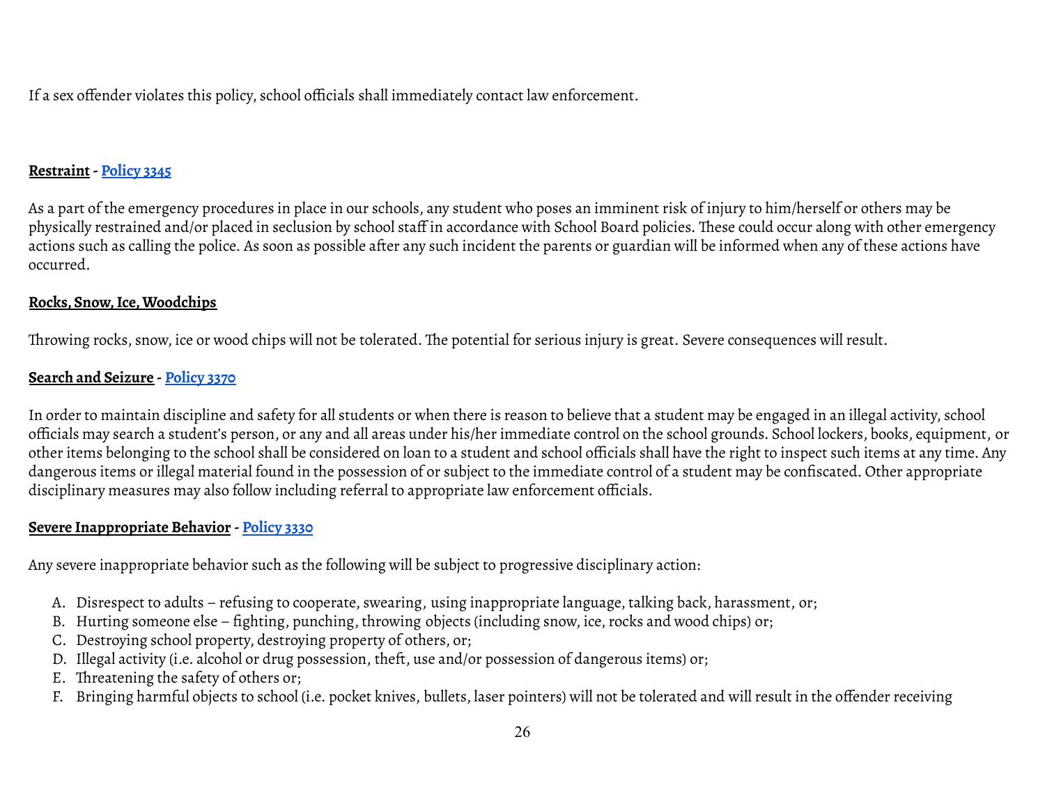If a sex offender violates this policy, school officials shall immediately contact law enforcement.

**Restraint** - **Policy 3345**

As a part of the emergency procedures in place in our schools, any student who poses an imminent risk of injury to him/herself or others may be physically restrained and/or placed in seclusion by school staff in accordance with School Board policies. These could occur along with other emergency actions such as calling the police. As soon as possible after any such incident the parents or guardian will be informed when any of these actions have occurred.

**Rocks, Snow, Ice, Woodchips**

Throwing rocks, snow, ice or wood chips will not be tolerated. The potential for serious injury is great. Severe consequences will result.

**Search and Seizure** - **Policy 3370**

In order to maintain discipline and safety for all students or when there is reason to believe that a student may be engaged in an illegal activity, school officials may search a student's person, or any and all areas under his/her immediate control on the school grounds. School lockers, books, equipment, or other items belonging to the school shall be considered on loan to a student and school officials shall have the right to inspect such items at any time. Any dangerous items or illegal material found in the possession of or subject to the immediate control of a student may be confiscated. Other appropriate disciplinary measures may also follow including referral to appropriate law enforcement officials.

**Severe Inappropriate Behavior** - **Policy 3330**

Any severe inappropriate behavior such as the following will be subject to progressive disciplinary action:

A. Disrespect to adults – refusing to cooperate, swearing, using inappropriate language, talking back, harassment, or;
B. Hurting someone else – fighting, punching, throwing objects (including snow, ice, rocks and wood chips) or;
C. Destroying school property, destroying property of others, or;
D. Illegal activity (i.e. alcohol or drug possession, theft, use and/or possession of dangerous items) or;
E. Threatening the safety of others or;
F. Bringing harmful objects to school (i.e. pocket knives, bullets, laser pointers) will not be tolerated and will result in the offender receiving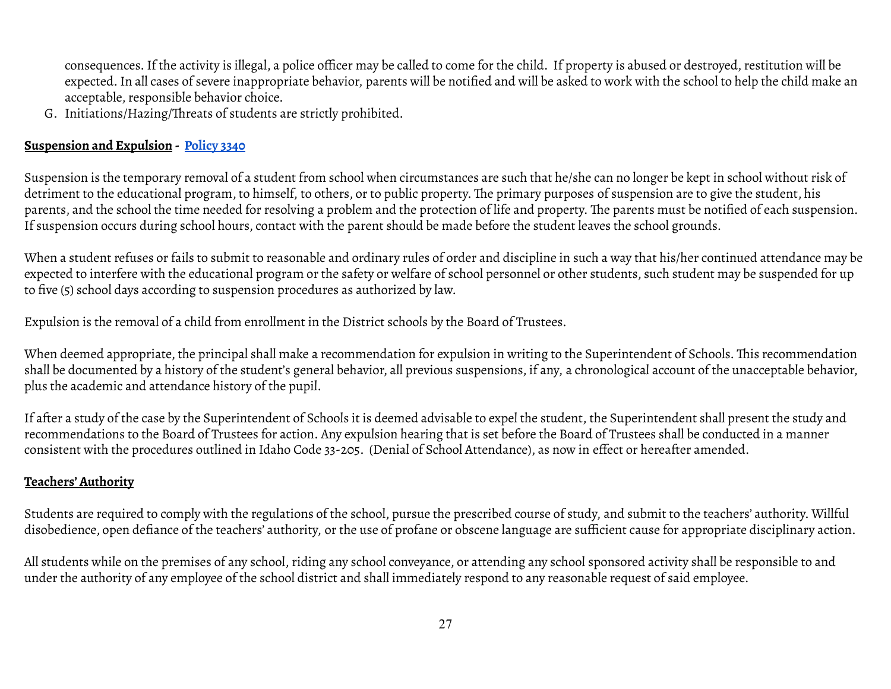consequences. If the activity is illegal, a police officer may be called to come for the child. If property is abused or destroyed, restitution will be expected. In all cases of severe inappropriate behavior, parents will be notified and will be asked to work with the school to help the child make an acceptable, responsible behavior choice.

G. Initiations/Hazing/Threats of students are strictly prohibited.

**Suspension and Expulsion - Policy 3340**

Suspension is the temporary removal of a student from school when circumstances are such that he/she can no longer be kept in school without risk of detriment to the educational program, to himself, to others, or to public property. The primary purposes of suspension are to give the student, his parents, and the school the time needed for resolving a problem and the protection of life and property. The parents must be notified of each suspension. If suspension occurs during school hours, contact with the parent should be made before the student leaves the school grounds.

When a student refuses or fails to submit to reasonable and ordinary rules of order and discipline in such a way that his/her continued attendance may be expected to interfere with the educational program or the safety or welfare of school personnel or other students, such student may be suspended for up to five (5) school days according to suspension procedures as authorized by law.

Expulsion is the removal of a child from enrollment in the District schools by the Board of Trustees.

When deemed appropriate, the principal shall make a recommendation for expulsion in writing to the Superintendent of Schools. This recommendation shall be documented by a history of the student's general behavior, all previous suspensions, if any, a chronological account of the unacceptable behavior, plus the academic and attendance history of the pupil.

If after a study of the case by the Superintendent of Schools it is deemed advisable to expel the student, the Superintendent shall present the study and recommendations to the Board of Trustees for action. Any expulsion hearing that is set before the Board of Trustees shall be conducted in a manner consistent with the procedures outlined in Idaho Code 33-205. (Denial of School Attendance), as now in effect or hereafter amended.

**Teachers' Authority**

Students are required to comply with the regulations of the school, pursue the prescribed course of study, and submit to the teachers' authority. Willful disobedience, open defiance of the teachers' authority, or the use of profane or obscene language are sufficient cause for appropriate disciplinary action.

All students while on the premises of any school, riding any school conveyance, or attending any school sponsored activity shall be responsible to and under the authority of any employee of the school district and shall immediately respond to any reasonable request of said employee.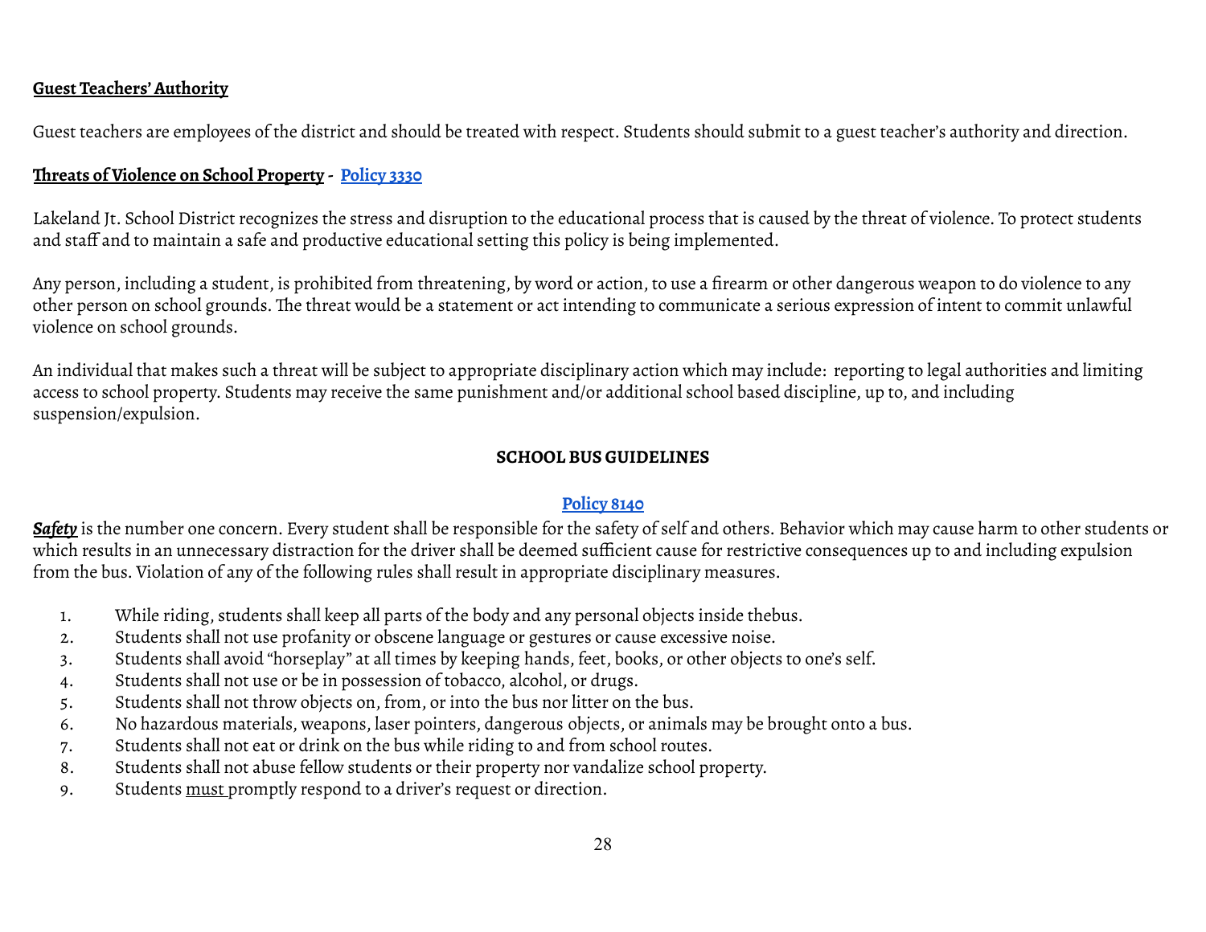**Guest Teachers' Authority**

Guest teachers are employees of the district and should be treated with respect. Students should submit to a guest teacher's authority and direction.

**Threats of Violence on School Property - Policy 3330**

Lakeland Jt. School District recognizes the stress and disruption to the educational process that is caused by the threat of violence. To protect students and staff and to maintain a safe and productive educational setting this policy is being implemented.

Any person, including a student, is prohibited from threatening, by word or action, to use a firearm or other dangerous weapon to do violence to any other person on school grounds. The threat would be a statement or act intending to communicate a serious expression of intent to commit unlawful violence on school grounds.

An individual that makes such a threat will be subject to appropriate disciplinary action which may include: reporting to legal authorities and limiting access to school property. Students may receive the same punishment and/or additional school based discipline, up to, and including suspension/expulsion.

## SCHOOL BUS GUIDELINES

**Policy 8140**

***Safety*** is the number one concern. Every student shall be responsible for the safety of self and others. Behavior which may cause harm to other students or which results in an unnecessary distraction for the driver shall be deemed sufficient cause for restrictive consequences up to and including expulsion from the bus. Violation of any of the following rules shall result in appropriate disciplinary measures.

1. While riding, students shall keep all parts of the body and any personal objects inside thebus.
2. Students shall not use profanity or obscene language or gestures or cause excessive noise.
3. Students shall avoid "horseplay" at all times by keeping hands, feet, books, or other objects to one's self.
4. Students shall not use or be in possession of tobacco, alcohol, or drugs.
5. Students shall not throw objects on, from, or into the bus nor litter on the bus.
6. No hazardous materials, weapons, laser pointers, dangerous objects, or animals may be brought onto a bus.
7. Students shall not eat or drink on the bus while riding to and from school routes.
8. Students shall not abuse fellow students or their property nor vandalize school property.
9. Students must promptly respond to a driver's request or direction.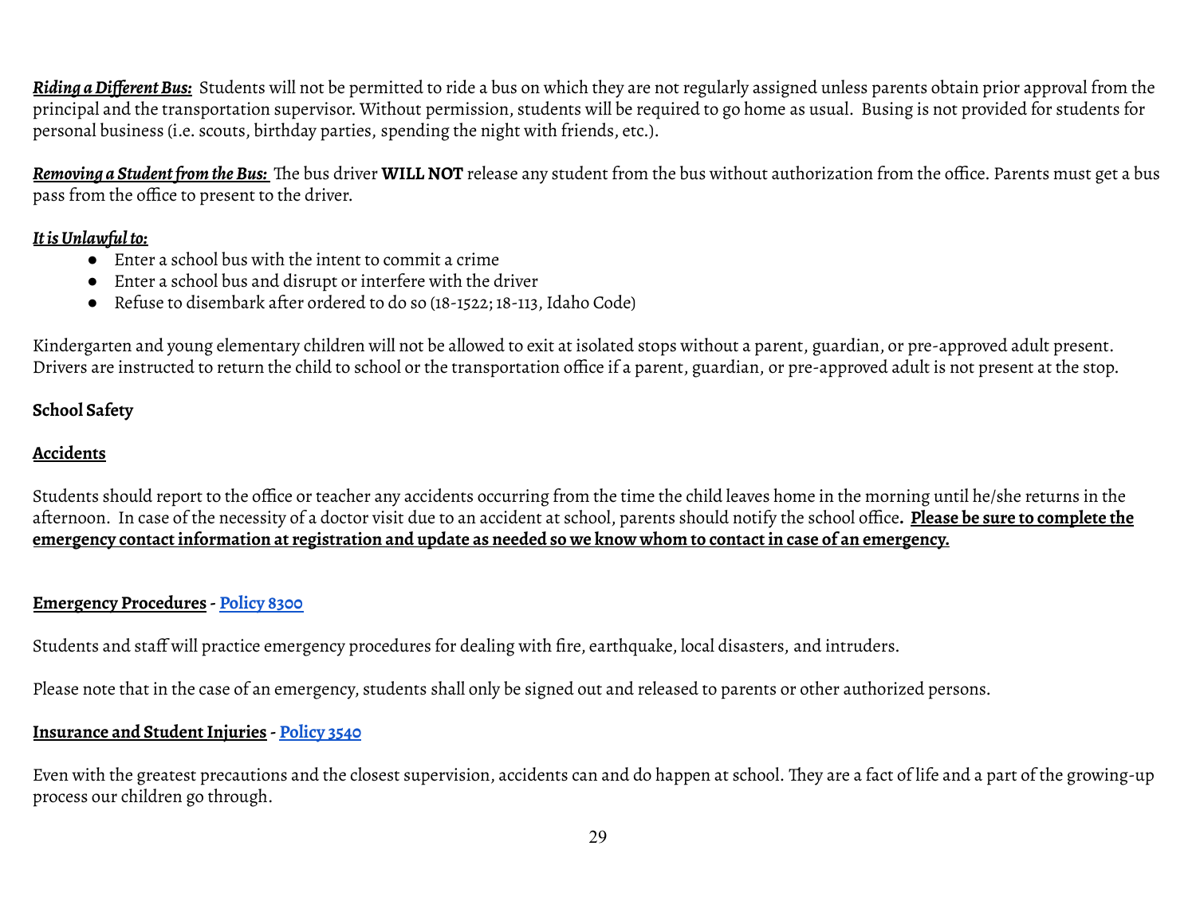***Riding a Different Bus:*** Students will not be permitted to ride a bus on which they are not regularly assigned unless parents obtain prior approval from the principal and the transportation supervisor. Without permission, students will be required to go home as usual. Busing is not provided for students for personal business (i.e. scouts, birthday parties, spending the night with friends, etc.).

***Removing a Student from the Bus:*** The bus driver **WILL NOT** release any student from the bus without authorization from the office. Parents must get a bus pass from the office to present to the driver.

***It is Unlawful to:***

- Enter a school bus with the intent to commit a crime
- Enter a school bus and disrupt or interfere with the driver
- Refuse to disembark after ordered to do so (18-1522; 18-113, Idaho Code)

Kindergarten and young elementary children will not be allowed to exit at isolated stops without a parent, guardian, or pre-approved adult present. Drivers are instructed to return the child to school or the transportation office if a parent, guardian, or pre-approved adult is not present at the stop.

## School Safety

### Accidents

Students should report to the office or teacher any accidents occurring from the time the child leaves home in the morning until he/she returns in the afternoon. In case of the necessity of a doctor visit due to an accident at school, parents should notify the school office**. Please be sure to complete the emergency contact information at registration and update as needed so we know whom to contact in case of an emergency.**

### Emergency Procedures - Policy 8300

Students and staff will practice emergency procedures for dealing with fire, earthquake, local disasters, and intruders.

Please note that in the case of an emergency, students shall only be signed out and released to parents or other authorized persons.

### Insurance and Student Injuries - Policy 3540

Even with the greatest precautions and the closest supervision, accidents can and do happen at school. They are a fact of life and a part of the growing-up process our children go through.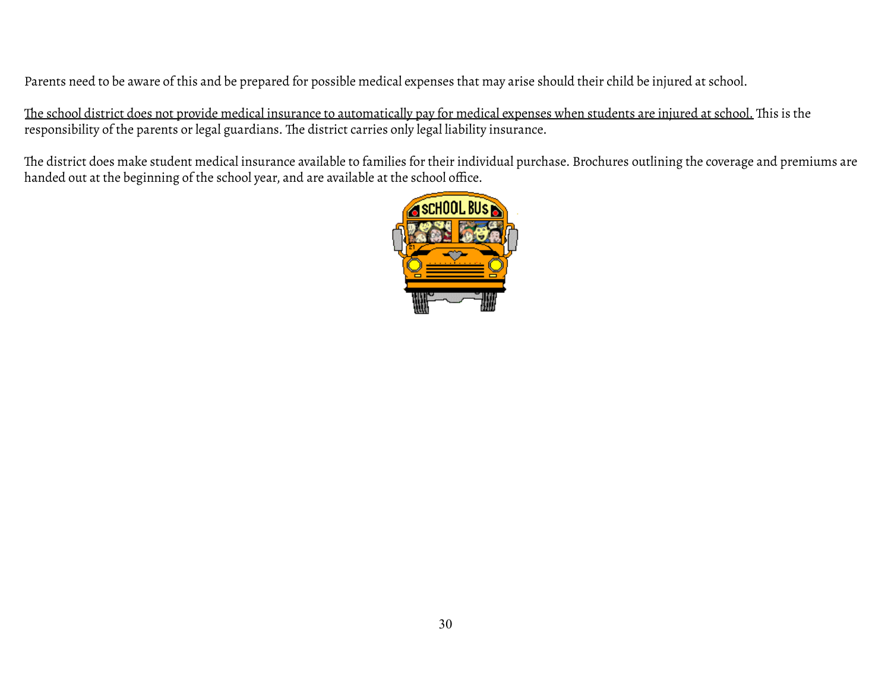Parents need to be aware of this and be prepared for possible medical expenses that may arise should their child be injured at school.

<u>The school district does not provide medical insurance to automatically pay for medical expenses when students are injured at school.</u> This is the responsibility of the parents or legal guardians. The district carries only legal liability insurance.

The district does make student medical insurance available to families for their individual purchase. Brochures outlining the coverage and premiums are handed out at the beginning of the school year, and are available at the school office.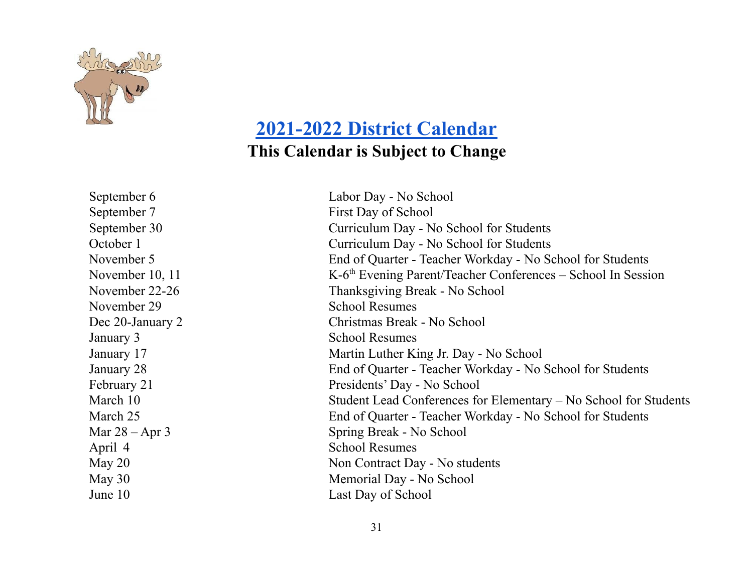## 2021-2022 District Calendar

**This Calendar is Subject to Change**

| | |
|---|---|
| September 6 | Labor Day - No School |
| September 7 | First Day of School |
| September 30 | Curriculum Day - No School for Students |
| October 1 | Curriculum Day - No School for Students |
| November 5 | End of Quarter - Teacher Workday - No School for Students |
| November 10, 11 | K-6th Evening Parent/Teacher Conferences – School In Session |
| November 22-26 | Thanksgiving Break - No School |
| November 29 | School Resumes |
| Dec 20-January 2 | Christmas Break - No School |
| January 3 | School Resumes |
| January 17 | Martin Luther King Jr. Day - No School |
| January 28 | End of Quarter - Teacher Workday - No School for Students |
| February 21 | Presidents' Day - No School |
| March 10 | Student Lead Conferences for Elementary – No School for Students |
| March 25 | End of Quarter - Teacher Workday - No School for Students |
| Mar 28 – Apr 3 | Spring Break - No School |
| April 4 | School Resumes |
| May 20 | Non Contract Day - No students |
| May 30 | Memorial Day - No School |
| June 10 | Last Day of School |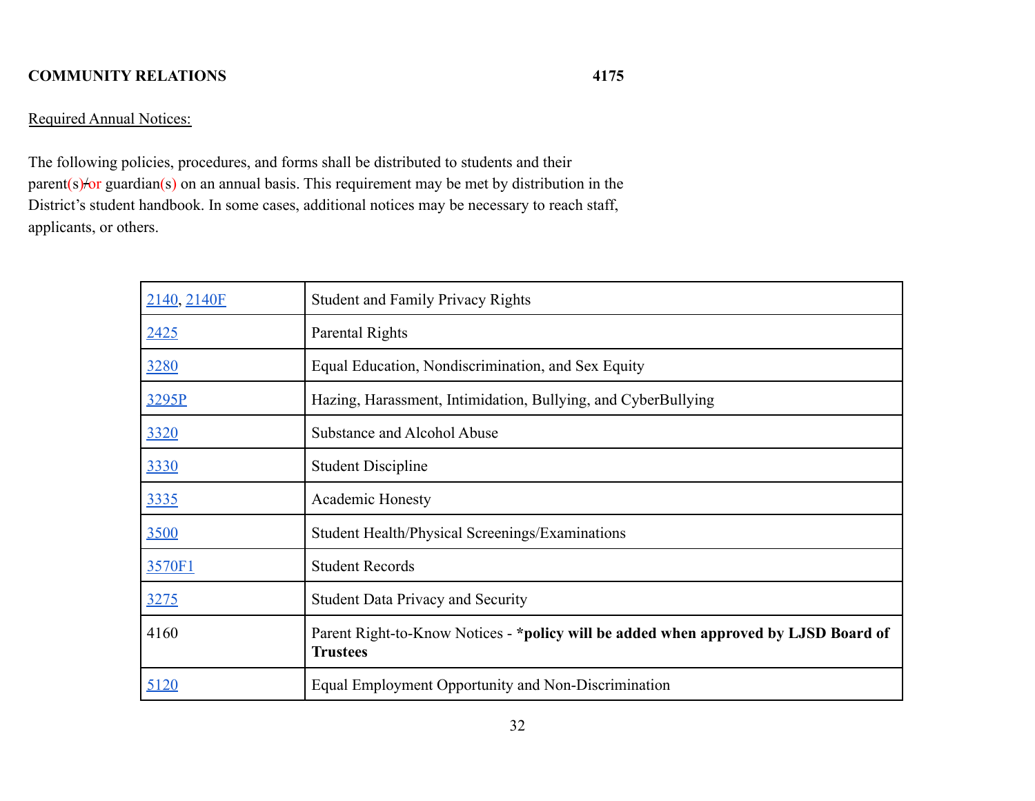**COMMUNITY RELATIONS** **4175**

Required Annual Notices:

The following policies, procedures, and forms shall be distributed to students and their parent(s)/or guardian(s) on an annual basis. This requirement may be met by distribution in the District's student handbook. In some cases, additional notices may be necessary to reach staff, applicants, or others.

| | |
|---|---|
| 2140, 2140F | Student and Family Privacy Rights |
| 2425 | Parental Rights |
| 3280 | Equal Education, Nondiscrimination, and Sex Equity |
| 3295P | Hazing, Harassment, Intimidation, Bullying, and CyberBullying |
| 3320 | Substance and Alcohol Abuse |
| 3330 | Student Discipline |
| 3335 | Academic Honesty |
| 3500 | Student Health/Physical Screenings/Examinations |
| 3570F1 | Student Records |
| 3275 | Student Data Privacy and Security |
| 4160 | Parent Right-to-Know Notices - **\*policy will be added when approved by LJSD Board of Trustees** |
| 5120 | Equal Employment Opportunity and Non-Discrimination |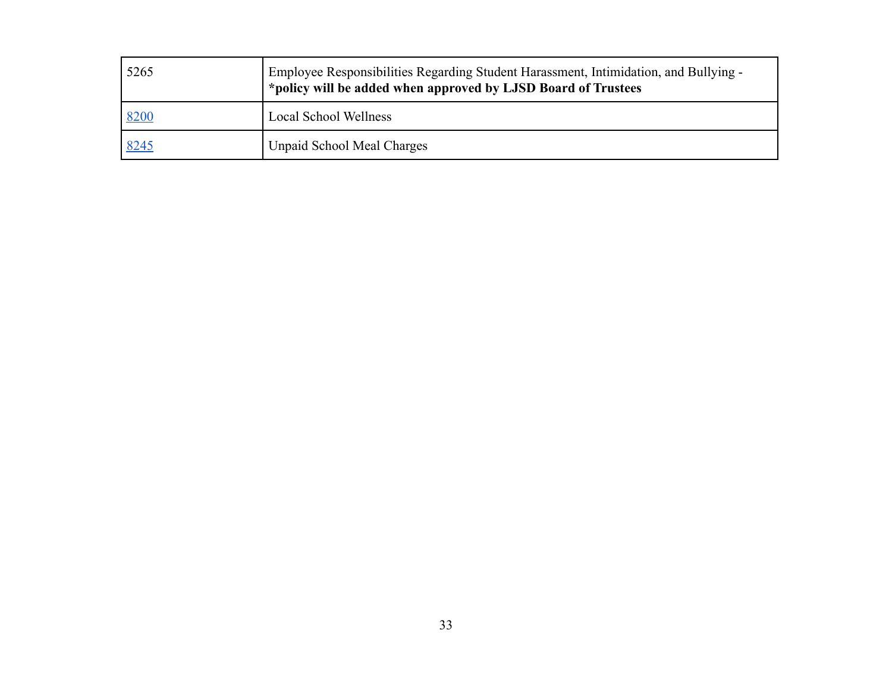| | |
|---|---|
| 5265 | Employee Responsibilities Regarding Student Harassment, Intimidation, and Bullying - **\*policy will be added when approved by LJSD Board of Trustees** |
| 8200 | Local School Wellness |
| 8245 | Unpaid School Meal Charges |